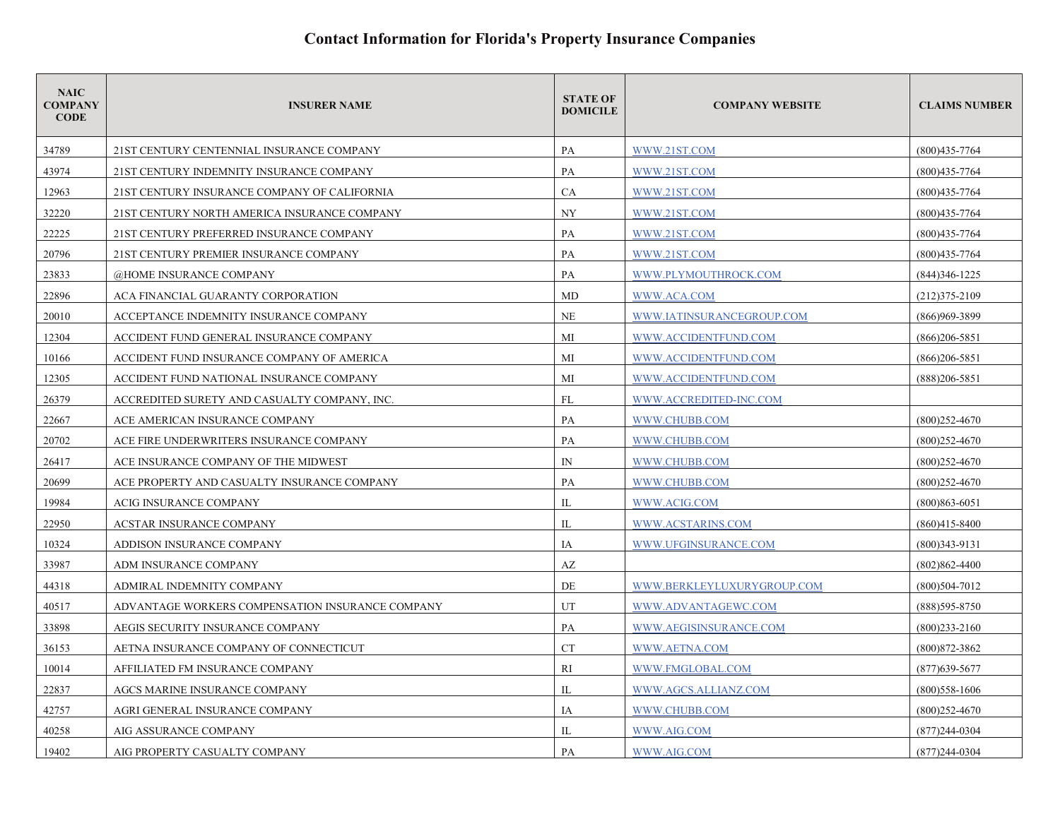# Contact Information for Florida's Property Insurance Companies

| NAIC COMPANY CODE | INSURER NAME | STATE OF DOMICILE | COMPANY WEBSITE | CLAIMS NUMBER |
|---|---|---|---|---|
| 34789 | 21ST CENTURY CENTENNIAL INSURANCE COMPANY | PA | WWW.21ST.COM | (800)435-7764 |
| 43974 | 21ST CENTURY INDEMNITY INSURANCE COMPANY | PA | WWW.21ST.COM | (800)435-7764 |
| 12963 | 21ST CENTURY INSURANCE COMPANY OF CALIFORNIA | CA | WWW.21ST.COM | (800)435-7764 |
| 32220 | 21ST CENTURY NORTH AMERICA INSURANCE COMPANY | NY | WWW.21ST.COM | (800)435-7764 |
| 22225 | 21ST CENTURY PREFERRED INSURANCE COMPANY | PA | WWW.21ST.COM | (800)435-7764 |
| 20796 | 21ST CENTURY PREMIER INSURANCE COMPANY | PA | WWW.21ST.COM | (800)435-7764 |
| 23833 | @HOME INSURANCE COMPANY | PA | WWW.PLYMOUTHROCK.COM | (844)346-1225 |
| 22896 | ACA FINANCIAL GUARANTY CORPORATION | MD | WWW.ACA.COM | (212)375-2109 |
| 20010 | ACCEPTANCE INDEMNITY INSURANCE COMPANY | NE | WWW.IATINSURANCEGROUP.COM | (866)969-3899 |
| 12304 | ACCIDENT FUND GENERAL INSURANCE COMPANY | MI | WWW.ACCIDENTFUND.COM | (866)206-5851 |
| 10166 | ACCIDENT FUND INSURANCE COMPANY OF AMERICA | MI | WWW.ACCIDENTFUND.COM | (866)206-5851 |
| 12305 | ACCIDENT FUND NATIONAL INSURANCE COMPANY | MI | WWW.ACCIDENTFUND.COM | (888)206-5851 |
| 26379 | ACCREDITED SURETY AND CASUALTY COMPANY, INC. | FL | WWW.ACCREDITED-INC.COM | |
| 22667 | ACE AMERICAN INSURANCE COMPANY | PA | WWW.CHUBB.COM | (800)252-4670 |
| 20702 | ACE FIRE UNDERWRITERS INSURANCE COMPANY | PA | WWW.CHUBB.COM | (800)252-4670 |
| 26417 | ACE INSURANCE COMPANY OF THE MIDWEST | IN | WWW.CHUBB.COM | (800)252-4670 |
| 20699 | ACE PROPERTY AND CASUALTY INSURANCE COMPANY | PA | WWW.CHUBB.COM | (800)252-4670 |
| 19984 | ACIG INSURANCE COMPANY | IL | WWW.ACIG.COM | (800)863-6051 |
| 22950 | ACSTAR INSURANCE COMPANY | IL | WWW.ACSTARINS.COM | (860)415-8400 |
| 10324 | ADDISON INSURANCE COMPANY | IA | WWW.UFGINSURANCE.COM | (800)343-9131 |
| 33987 | ADM INSURANCE COMPANY | AZ | | (802)862-4400 |
| 44318 | ADMIRAL INDEMNITY COMPANY | DE | WWW.BERKLEYLUXURYGROUP.COM | (800)504-7012 |
| 40517 | ADVANTAGE WORKERS COMPENSATION INSURANCE COMPANY | UT | WWW.ADVANTAGEWC.COM | (888)595-8750 |
| 33898 | AEGIS SECURITY INSURANCE COMPANY | PA | WWW.AEGISINSURANCE.COM | (800)233-2160 |
| 36153 | AETNA INSURANCE COMPANY OF CONNECTICUT | CT | WWW.AETNA.COM | (800)872-3862 |
| 10014 | AFFILIATED FM INSURANCE COMPANY | RI | WWW.FMGLOBAL.COM | (877)639-5677 |
| 22837 | AGCS MARINE INSURANCE COMPANY | IL | WWW.AGCS.ALLIANZ.COM | (800)558-1606 |
| 42757 | AGRI GENERAL INSURANCE COMPANY | IA | WWW.CHUBB.COM | (800)252-4670 |
| 40258 | AIG ASSURANCE COMPANY | IL | WWW.AIG.COM | (877)244-0304 |
| 19402 | AIG PROPERTY CASUALTY COMPANY | PA | WWW.AIG.COM | (877)244-0304 |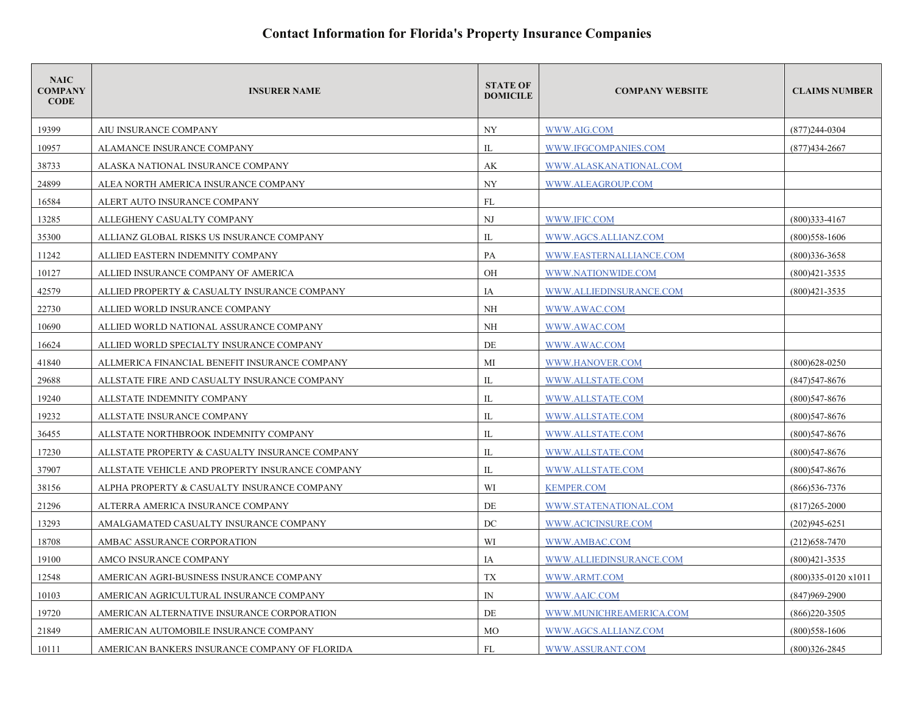# Contact Information for Florida's Property Insurance Companies

| NAIC COMPANY CODE | INSURER NAME | STATE OF DOMICILE | COMPANY WEBSITE | CLAIMS NUMBER |
|---|---|---|---|---|
| 19399 | AIU INSURANCE COMPANY | NY | WWW.AIG.COM | (877)244-0304 |
| 10957 | ALAMANCE INSURANCE COMPANY | IL | WWW.IFGCOMPANIES.COM | (877)434-2667 |
| 38733 | ALASKA NATIONAL INSURANCE COMPANY | AK | WWW.ALASKANATIONAL.COM | |
| 24899 | ALEA NORTH AMERICA INSURANCE COMPANY | NY | WWW.ALEAGROUP.COM | |
| 16584 | ALERT AUTO INSURANCE COMPANY | FL | | |
| 13285 | ALLEGHENY CASUALTY COMPANY | NJ | WWW.IFIC.COM | (800)333-4167 |
| 35300 | ALLIANZ GLOBAL RISKS US INSURANCE COMPANY | IL | WWW.AGCS.ALLIANZ.COM | (800)558-1606 |
| 11242 | ALLIED EASTERN INDEMNITY COMPANY | PA | WWW.EASTERNALLIANCE.COM | (800)336-3658 |
| 10127 | ALLIED INSURANCE COMPANY OF AMERICA | OH | WWW.NATIONWIDE.COM | (800)421-3535 |
| 42579 | ALLIED PROPERTY & CASUALTY INSURANCE COMPANY | IA | WWW.ALLIEDINSURANCE.COM | (800)421-3535 |
| 22730 | ALLIED WORLD INSURANCE COMPANY | NH | WWW.AWAC.COM | |
| 10690 | ALLIED WORLD NATIONAL ASSURANCE COMPANY | NH | WWW.AWAC.COM | |
| 16624 | ALLIED WORLD SPECIALTY INSURANCE COMPANY | DE | WWW.AWAC.COM | |
| 41840 | ALLMERICA FINANCIAL BENEFIT INSURANCE COMPANY | MI | WWW.HANOVER.COM | (800)628-0250 |
| 29688 | ALLSTATE FIRE AND CASUALTY INSURANCE COMPANY | IL | WWW.ALLSTATE.COM | (847)547-8676 |
| 19240 | ALLSTATE INDEMNITY COMPANY | IL | WWW.ALLSTATE.COM | (800)547-8676 |
| 19232 | ALLSTATE INSURANCE COMPANY | IL | WWW.ALLSTATE.COM | (800)547-8676 |
| 36455 | ALLSTATE NORTHBROOK INDEMNITY COMPANY | IL | WWW.ALLSTATE.COM | (800)547-8676 |
| 17230 | ALLSTATE PROPERTY & CASUALTY INSURANCE COMPANY | IL | WWW.ALLSTATE.COM | (800)547-8676 |
| 37907 | ALLSTATE VEHICLE AND PROPERTY INSURANCE COMPANY | IL | WWW.ALLSTATE.COM | (800)547-8676 |
| 38156 | ALPHA PROPERTY & CASUALTY INSURANCE COMPANY | WI | KEMPER.COM | (866)536-7376 |
| 21296 | ALTERRA AMERICA INSURANCE COMPANY | DE | WWW.STATENATIONAL.COM | (817)265-2000 |
| 13293 | AMALGAMATED CASUALTY INSURANCE COMPANY | DC | WWW.ACICINSURE.COM | (202)945-6251 |
| 18708 | AMBAC ASSURANCE CORPORATION | WI | WWW.AMBAC.COM | (212)658-7470 |
| 19100 | AMCO INSURANCE COMPANY | IA | WWW.ALLIEDINSURANCE.COM | (800)421-3535 |
| 12548 | AMERICAN AGRI-BUSINESS INSURANCE COMPANY | TX | WWW.ARMT.COM | (800)335-0120 x1011 |
| 10103 | AMERICAN AGRICULTURAL INSURANCE COMPANY | IN | WWW.AAIC.COM | (847)969-2900 |
| 19720 | AMERICAN ALTERNATIVE INSURANCE CORPORATION | DE | WWW.MUNICHREAMERICA.COM | (866)220-3505 |
| 21849 | AMERICAN AUTOMOBILE INSURANCE COMPANY | MO | WWW.AGCS.ALLIANZ.COM | (800)558-1606 |
| 10111 | AMERICAN BANKERS INSURANCE COMPANY OF FLORIDA | FL | WWW.ASSURANT.COM | (800)326-2845 |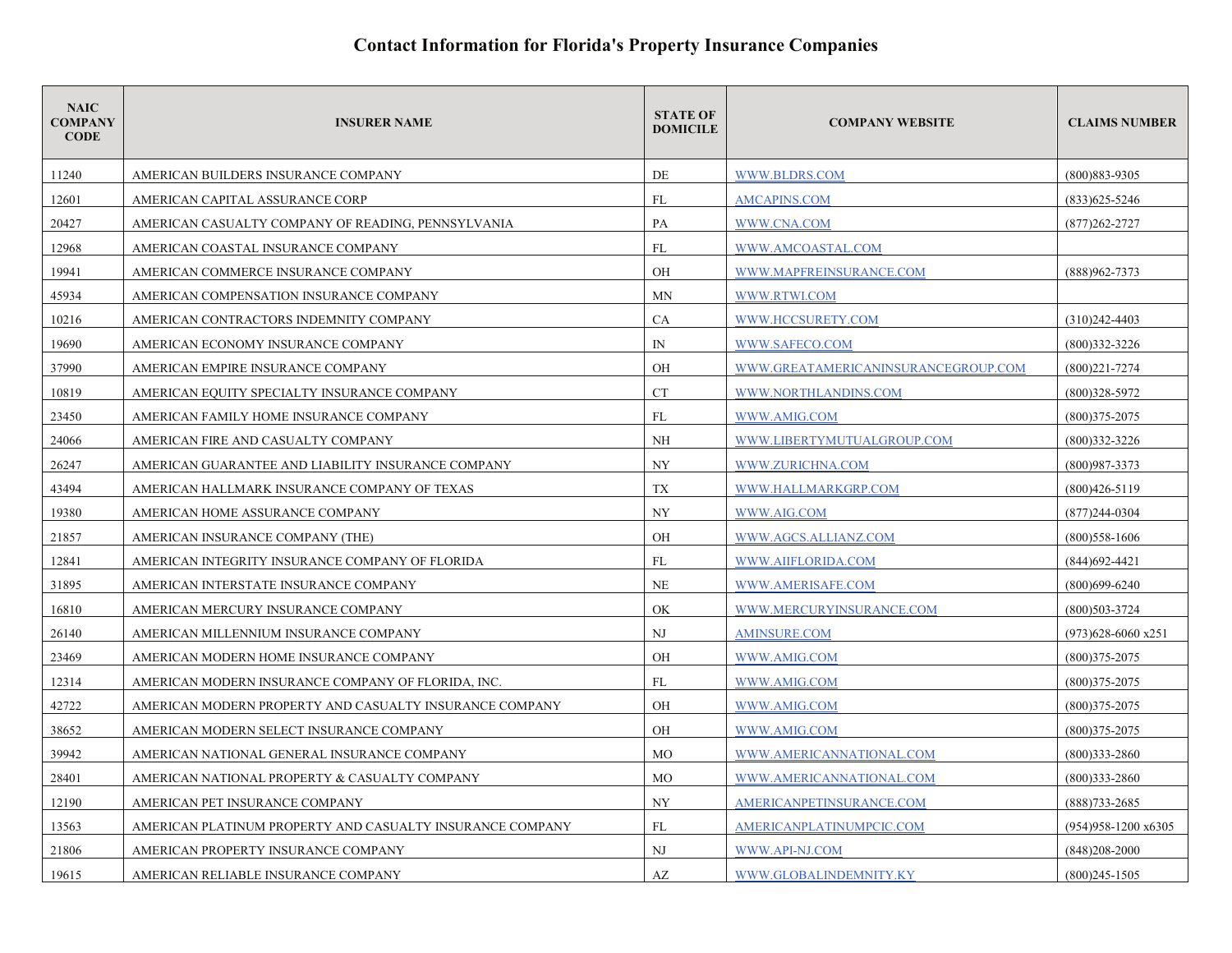# Contact Information for Florida's Property Insurance Companies

| NAIC COMPANY CODE | INSURER NAME | STATE OF DOMICILE | COMPANY WEBSITE | CLAIMS NUMBER |
|---|---|---|---|---|
| 11240 | AMERICAN BUILDERS INSURANCE COMPANY | DE | WWW.BLDRS.COM | (800)883-9305 |
| 12601 | AMERICAN CAPITAL ASSURANCE CORP | FL | AMCAPINS.COM | (833)625-5246 |
| 20427 | AMERICAN CASUALTY COMPANY OF READING, PENNSYLVANIA | PA | WWW.CNA.COM | (877)262-2727 |
| 12968 | AMERICAN COASTAL INSURANCE COMPANY | FL | WWW.AMCOASTAL.COM | |
| 19941 | AMERICAN COMMERCE INSURANCE COMPANY | OH | WWW.MAPFREINSURANCE.COM | (888)962-7373 |
| 45934 | AMERICAN COMPENSATION INSURANCE COMPANY | MN | WWW.RTWI.COM | |
| 10216 | AMERICAN CONTRACTORS INDEMNITY COMPANY | CA | WWW.HCCSURETY.COM | (310)242-4403 |
| 19690 | AMERICAN ECONOMY INSURANCE COMPANY | IN | WWW.SAFECO.COM | (800)332-3226 |
| 37990 | AMERICAN EMPIRE INSURANCE COMPANY | OH | WWW.GREATAMERICANINSURANCEGROUP.COM | (800)221-7274 |
| 10819 | AMERICAN EQUITY SPECIALTY INSURANCE COMPANY | CT | WWW.NORTHLANDINS.COM | (800)328-5972 |
| 23450 | AMERICAN FAMILY HOME INSURANCE COMPANY | FL | WWW.AMIG.COM | (800)375-2075 |
| 24066 | AMERICAN FIRE AND CASUALTY COMPANY | NH | WWW.LIBERTYMUTUALGROUP.COM | (800)332-3226 |
| 26247 | AMERICAN GUARANTEE AND LIABILITY INSURANCE COMPANY | NY | WWW.ZURICHNA.COM | (800)987-3373 |
| 43494 | AMERICAN HALLMARK INSURANCE COMPANY OF TEXAS | TX | WWW.HALLMARKGRP.COM | (800)426-5119 |
| 19380 | AMERICAN HOME ASSURANCE COMPANY | NY | WWW.AIG.COM | (877)244-0304 |
| 21857 | AMERICAN INSURANCE COMPANY (THE) | OH | WWW.AGCS.ALLIANZ.COM | (800)558-1606 |
| 12841 | AMERICAN INTEGRITY INSURANCE COMPANY OF FLORIDA | FL | WWW.AIIFLORIDA.COM | (844)692-4421 |
| 31895 | AMERICAN INTERSTATE INSURANCE COMPANY | NE | WWW.AMERISAFE.COM | (800)699-6240 |
| 16810 | AMERICAN MERCURY INSURANCE COMPANY | OK | WWW.MERCURYINSURANCE.COM | (800)503-3724 |
| 26140 | AMERICAN MILLENNIUM INSURANCE COMPANY | NJ | AMINSURE.COM | (973)628-6060 x251 |
| 23469 | AMERICAN MODERN HOME INSURANCE COMPANY | OH | WWW.AMIG.COM | (800)375-2075 |
| 12314 | AMERICAN MODERN INSURANCE COMPANY OF FLORIDA, INC. | FL | WWW.AMIG.COM | (800)375-2075 |
| 42722 | AMERICAN MODERN PROPERTY AND CASUALTY INSURANCE COMPANY | OH | WWW.AMIG.COM | (800)375-2075 |
| 38652 | AMERICAN MODERN SELECT INSURANCE COMPANY | OH | WWW.AMIG.COM | (800)375-2075 |
| 39942 | AMERICAN NATIONAL GENERAL INSURANCE COMPANY | MO | WWW.AMERICANNATIONAL.COM | (800)333-2860 |
| 28401 | AMERICAN NATIONAL PROPERTY & CASUALTY COMPANY | MO | WWW.AMERICANNATIONAL.COM | (800)333-2860 |
| 12190 | AMERICAN PET INSURANCE COMPANY | NY | AMERICANPETINSURANCE.COM | (888)733-2685 |
| 13563 | AMERICAN PLATINUM PROPERTY AND CASUALTY INSURANCE COMPANY | FL | AMERICANPLATINUMPCIC.COM | (954)958-1200 x6305 |
| 21806 | AMERICAN PROPERTY INSURANCE COMPANY | NJ | WWW.API-NJ.COM | (848)208-2000 |
| 19615 | AMERICAN RELIABLE INSURANCE COMPANY | AZ | WWW.GLOBALINDEMNITY.KY | (800)245-1505 |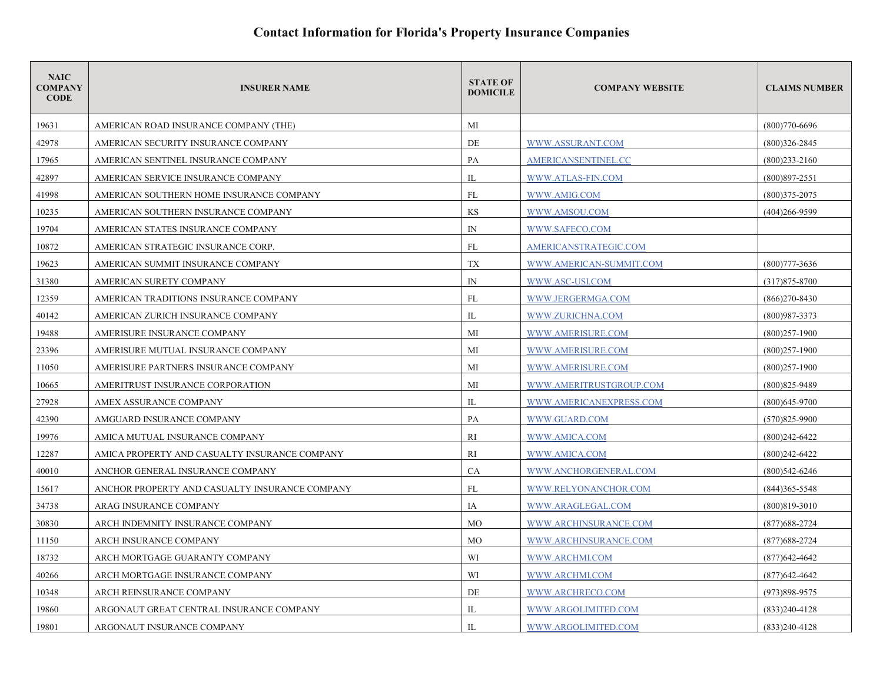# Contact Information for Florida's Property Insurance Companies

| NAIC COMPANY CODE | INSURER NAME | STATE OF DOMICILE | COMPANY WEBSITE | CLAIMS NUMBER |
|---|---|---|---|---|
| 19631 | AMERICAN ROAD INSURANCE COMPANY (THE) | MI | | (800)770-6696 |
| 42978 | AMERICAN SECURITY INSURANCE COMPANY | DE | WWW.ASSURANT.COM | (800)326-2845 |
| 17965 | AMERICAN SENTINEL INSURANCE COMPANY | PA | AMERICANSENTINEL.CC | (800)233-2160 |
| 42897 | AMERICAN SERVICE INSURANCE COMPANY | IL | WWW.ATLAS-FIN.COM | (800)897-2551 |
| 41998 | AMERICAN SOUTHERN HOME INSURANCE COMPANY | FL | WWW.AMIG.COM | (800)375-2075 |
| 10235 | AMERICAN SOUTHERN INSURANCE COMPANY | KS | WWW.AMSOU.COM | (404)266-9599 |
| 19704 | AMERICAN STATES INSURANCE COMPANY | IN | WWW.SAFECO.COM | |
| 10872 | AMERICAN STRATEGIC INSURANCE CORP. | FL | AMERICANSTRATEGIC.COM | |
| 19623 | AMERICAN SUMMIT INSURANCE COMPANY | TX | WWW.AMERICAN-SUMMIT.COM | (800)777-3636 |
| 31380 | AMERICAN SURETY COMPANY | IN | WWW.ASC-USI.COM | (317)875-8700 |
| 12359 | AMERICAN TRADITIONS INSURANCE COMPANY | FL | WWW.JERGERMGA.COM | (866)270-8430 |
| 40142 | AMERICAN ZURICH INSURANCE COMPANY | IL | WWW.ZURICHNA.COM | (800)987-3373 |
| 19488 | AMERISURE INSURANCE COMPANY | MI | WWW.AMERISURE.COM | (800)257-1900 |
| 23396 | AMERISURE MUTUAL INSURANCE COMPANY | MI | WWW.AMERISURE.COM | (800)257-1900 |
| 11050 | AMERISURE PARTNERS INSURANCE COMPANY | MI | WWW.AMERISURE.COM | (800)257-1900 |
| 10665 | AMERITRUST INSURANCE CORPORATION | MI | WWW.AMERITRUSTGROUP.COM | (800)825-9489 |
| 27928 | AMEX ASSURANCE COMPANY | IL | WWW.AMERICANEXPRESS.COM | (800)645-9700 |
| 42390 | AMGUARD INSURANCE COMPANY | PA | WWW.GUARD.COM | (570)825-9900 |
| 19976 | AMICA MUTUAL INSURANCE COMPANY | RI | WWW.AMICA.COM | (800)242-6422 |
| 12287 | AMICA PROPERTY AND CASUALTY INSURANCE COMPANY | RI | WWW.AMICA.COM | (800)242-6422 |
| 40010 | ANCHOR GENERAL INSURANCE COMPANY | CA | WWW.ANCHORGENERAL.COM | (800)542-6246 |
| 15617 | ANCHOR PROPERTY AND CASUALTY INSURANCE COMPANY | FL | WWW.RELYONANCHOR.COM | (844)365-5548 |
| 34738 | ARAG INSURANCE COMPANY | IA | WWW.ARAGLEGAL.COM | (800)819-3010 |
| 30830 | ARCH INDEMNITY INSURANCE COMPANY | MO | WWW.ARCHINSURANCE.COM | (877)688-2724 |
| 11150 | ARCH INSURANCE COMPANY | MO | WWW.ARCHINSURANCE.COM | (877)688-2724 |
| 18732 | ARCH MORTGAGE GUARANTY COMPANY | WI | WWW.ARCHMI.COM | (877)642-4642 |
| 40266 | ARCH MORTGAGE INSURANCE COMPANY | WI | WWW.ARCHMI.COM | (877)642-4642 |
| 10348 | ARCH REINSURANCE COMPANY | DE | WWW.ARCHRECO.COM | (973)898-9575 |
| 19860 | ARGONAUT GREAT CENTRAL INSURANCE COMPANY | IL | WWW.ARGOLIMITED.COM | (833)240-4128 |
| 19801 | ARGONAUT INSURANCE COMPANY | IL | WWW.ARGOLIMITED.COM | (833)240-4128 |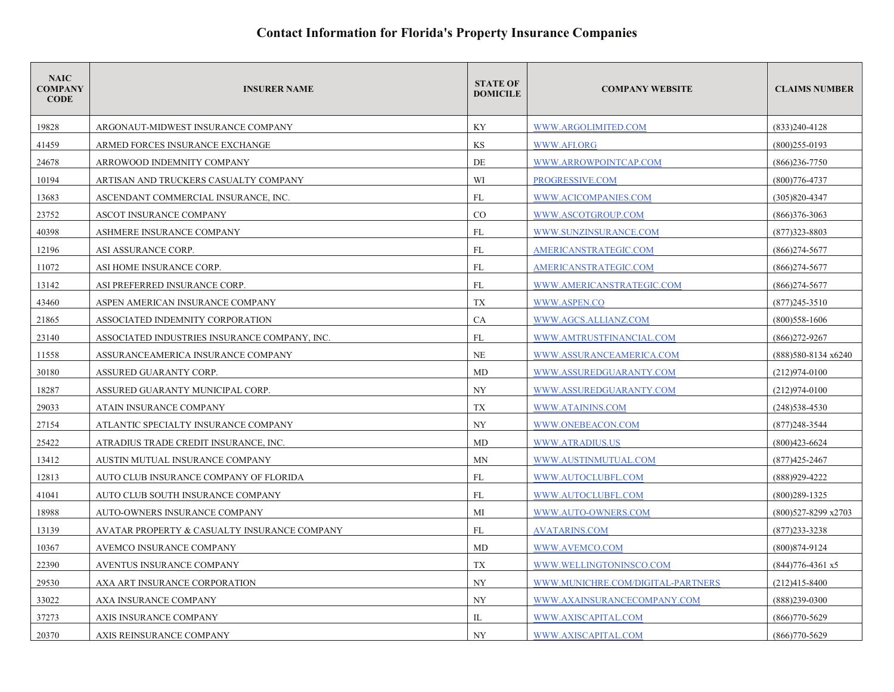# Contact Information for Florida's Property Insurance Companies

| NAIC COMPANY CODE | INSURER NAME | STATE OF DOMICILE | COMPANY WEBSITE | CLAIMS NUMBER |
|---|---|---|---|---|
| 19828 | ARGONAUT-MIDWEST INSURANCE COMPANY | KY | WWW.ARGOLIMITED.COM | (833)240-4128 |
| 41459 | ARMED FORCES INSURANCE EXCHANGE | KS | WWW.AFI.ORG | (800)255-0193 |
| 24678 | ARROWOOD INDEMNITY COMPANY | DE | WWW.ARROWPOINTCAP.COM | (866)236-7750 |
| 10194 | ARTISAN AND TRUCKERS CASUALTY COMPANY | WI | PROGRESSIVE.COM | (800)776-4737 |
| 13683 | ASCENDANT COMMERCIAL INSURANCE, INC. | FL | WWW.ACICOMPANIES.COM | (305)820-4347 |
| 23752 | ASCOT INSURANCE COMPANY | CO | WWW.ASCOTGROUP.COM | (866)376-3063 |
| 40398 | ASHMERE INSURANCE COMPANY | FL | WWW.SUNZINSURANCE.COM | (877)323-8803 |
| 12196 | ASI ASSURANCE CORP. | FL | AMERICANSTRATEGIC.COM | (866)274-5677 |
| 11072 | ASI HOME INSURANCE CORP. | FL | AMERICANSTRATEGIC.COM | (866)274-5677 |
| 13142 | ASI PREFERRED INSURANCE CORP. | FL | WWW.AMERICANSTRATEGIC.COM | (866)274-5677 |
| 43460 | ASPEN AMERICAN INSURANCE COMPANY | TX | WWW.ASPEN.CO | (877)245-3510 |
| 21865 | ASSOCIATED INDEMNITY CORPORATION | CA | WWW.AGCS.ALLIANZ.COM | (800)558-1606 |
| 23140 | ASSOCIATED INDUSTRIES INSURANCE COMPANY, INC. | FL | WWW.AMTRUSTFINANCIAL.COM | (866)272-9267 |
| 11558 | ASSURANCEAMERICA INSURANCE COMPANY | NE | WWW.ASSURANCEAMERICA.COM | (888)580-8134 x6240 |
| 30180 | ASSURED GUARANTY CORP. | MD | WWW.ASSUREDGUARANTY.COM | (212)974-0100 |
| 18287 | ASSURED GUARANTY MUNICIPAL CORP. | NY | WWW.ASSUREDGUARANTY.COM | (212)974-0100 |
| 29033 | ATAIN INSURANCE COMPANY | TX | WWW.ATAININS.COM | (248)538-4530 |
| 27154 | ATLANTIC SPECIALTY INSURANCE COMPANY | NY | WWW.ONEBEACON.COM | (877)248-3544 |
| 25422 | ATRADIUS TRADE CREDIT INSURANCE, INC. | MD | WWW.ATRADIUS.US | (800)423-6624 |
| 13412 | AUSTIN MUTUAL INSURANCE COMPANY | MN | WWW.AUSTINMUTUAL.COM | (877)425-2467 |
| 12813 | AUTO CLUB INSURANCE COMPANY OF FLORIDA | FL | WWW.AUTOCLUBFL.COM | (888)929-4222 |
| 41041 | AUTO CLUB SOUTH INSURANCE COMPANY | FL | WWW.AUTOCLUBFL.COM | (800)289-1325 |
| 18988 | AUTO-OWNERS INSURANCE COMPANY | MI | WWW.AUTO-OWNERS.COM | (800)527-8299 x2703 |
| 13139 | AVATAR PROPERTY & CASUALTY INSURANCE COMPANY | FL | AVATARINS.COM | (877)233-3238 |
| 10367 | AVEMCO INSURANCE COMPANY | MD | WWW.AVEMCO.COM | (800)874-9124 |
| 22390 | AVENTUS INSURANCE COMPANY | TX | WWW.WELLINGTONINSCO.COM | (844)776-4361 x5 |
| 29530 | AXA ART INSURANCE CORPORATION | NY | WWW.MUNICHRE.COM/DIGITAL-PARTNERS | (212)415-8400 |
| 33022 | AXA INSURANCE COMPANY | NY | WWW.AXAINSURANCECOMPANY.COM | (888)239-0300 |
| 37273 | AXIS INSURANCE COMPANY | IL | WWW.AXISCAPITAL.COM | (866)770-5629 |
| 20370 | AXIS REINSURANCE COMPANY | NY | WWW.AXISCAPITAL.COM | (866)770-5629 |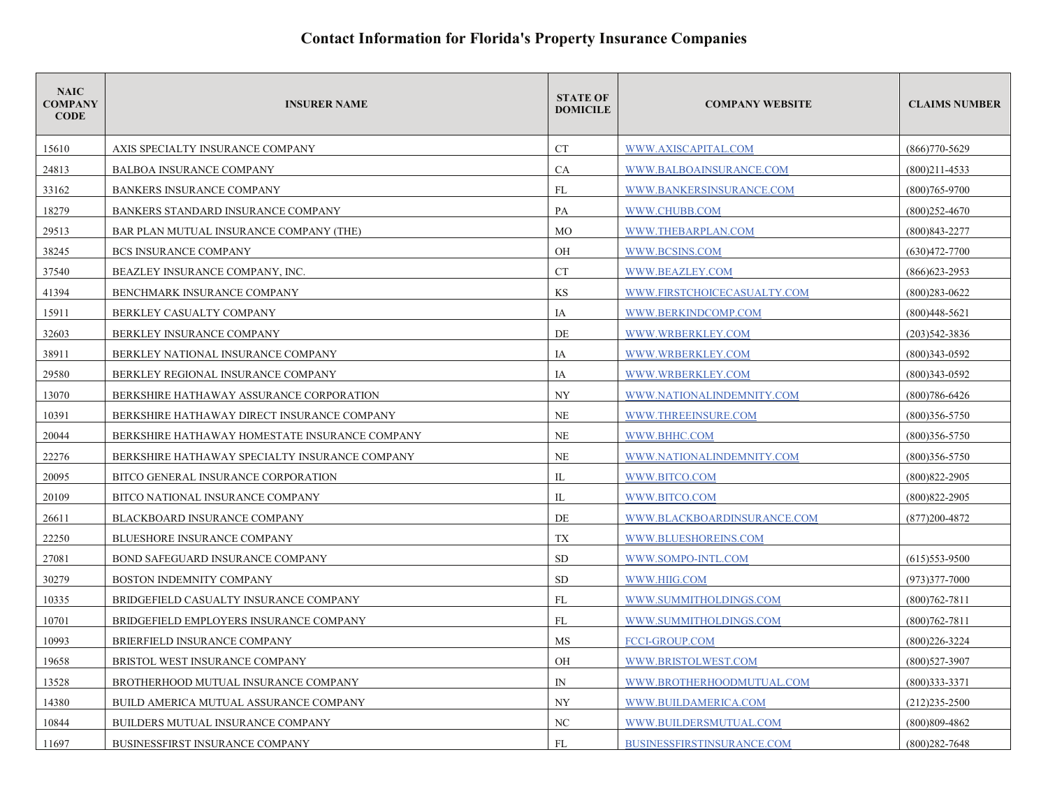# Contact Information for Florida's Property Insurance Companies

| NAIC COMPANY CODE | INSURER NAME | STATE OF DOMICILE | COMPANY WEBSITE | CLAIMS NUMBER |
|---|---|---|---|---|
| 15610 | AXIS SPECIALTY INSURANCE COMPANY | CT | WWW.AXISCAPITAL.COM | (866)770-5629 |
| 24813 | BALBOA INSURANCE COMPANY | CA | WWW.BALBOAINSURANCE.COM | (800)211-4533 |
| 33162 | BANKERS INSURANCE COMPANY | FL | WWW.BANKERSINSURANCE.COM | (800)765-9700 |
| 18279 | BANKERS STANDARD INSURANCE COMPANY | PA | WWW.CHUBB.COM | (800)252-4670 |
| 29513 | BAR PLAN MUTUAL INSURANCE COMPANY (THE) | MO | WWW.THEBARPLAN.COM | (800)843-2277 |
| 38245 | BCS INSURANCE COMPANY | OH | WWW.BCSINS.COM | (630)472-7700 |
| 37540 | BEAZLEY INSURANCE COMPANY, INC. | CT | WWW.BEAZLEY.COM | (866)623-2953 |
| 41394 | BENCHMARK INSURANCE COMPANY | KS | WWW.FIRSTCHOICECASUALTY.COM | (800)283-0622 |
| 15911 | BERKLEY CASUALTY COMPANY | IA | WWW.BERKINDCOMP.COM | (800)448-5621 |
| 32603 | BERKLEY INSURANCE COMPANY | DE | WWW.WRBERKLEY.COM | (203)542-3836 |
| 38911 | BERKLEY NATIONAL INSURANCE COMPANY | IA | WWW.WRBERKLEY.COM | (800)343-0592 |
| 29580 | BERKLEY REGIONAL INSURANCE COMPANY | IA | WWW.WRBERKLEY.COM | (800)343-0592 |
| 13070 | BERKSHIRE HATHAWAY ASSURANCE CORPORATION | NY | WWW.NATIONALINDEMNITY.COM | (800)786-6426 |
| 10391 | BERKSHIRE HATHAWAY DIRECT INSURANCE COMPANY | NE | WWW.THREEINSURE.COM | (800)356-5750 |
| 20044 | BERKSHIRE HATHAWAY HOMESTATE INSURANCE COMPANY | NE | WWW.BHHC.COM | (800)356-5750 |
| 22276 | BERKSHIRE HATHAWAY SPECIALTY INSURANCE COMPANY | NE | WWW.NATIONALINDEMNITY.COM | (800)356-5750 |
| 20095 | BITCO GENERAL INSURANCE CORPORATION | IL | WWW.BITCO.COM | (800)822-2905 |
| 20109 | BITCO NATIONAL INSURANCE COMPANY | IL | WWW.BITCO.COM | (800)822-2905 |
| 26611 | BLACKBOARD INSURANCE COMPANY | DE | WWW.BLACKBOARDINSURANCE.COM | (877)200-4872 |
| 22250 | BLUESHORE INSURANCE COMPANY | TX | WWW.BLUESHOREINS.COM | |
| 27081 | BOND SAFEGUARD INSURANCE COMPANY | SD | WWW.SOMPO-INTL.COM | (615)553-9500 |
| 30279 | BOSTON INDEMNITY COMPANY | SD | WWW.HIIG.COM | (973)377-7000 |
| 10335 | BRIDGEFIELD CASUALTY INSURANCE COMPANY | FL | WWW.SUMMITHOLDINGS.COM | (800)762-7811 |
| 10701 | BRIDGEFIELD EMPLOYERS INSURANCE COMPANY | FL | WWW.SUMMITHOLDINGS.COM | (800)762-7811 |
| 10993 | BRIERFIELD INSURANCE COMPANY | MS | FCCI-GROUP.COM | (800)226-3224 |
| 19658 | BRISTOL WEST INSURANCE COMPANY | OH | WWW.BRISTOLWEST.COM | (800)527-3907 |
| 13528 | BROTHERHOOD MUTUAL INSURANCE COMPANY | IN | WWW.BROTHERHOODMUTUAL.COM | (800)333-3371 |
| 14380 | BUILD AMERICA MUTUAL ASSURANCE COMPANY | NY | WWW.BUILDAMERICA.COM | (212)235-2500 |
| 10844 | BUILDERS MUTUAL INSURANCE COMPANY | NC | WWW.BUILDERSMUTUAL.COM | (800)809-4862 |
| 11697 | BUSINESSFIRST INSURANCE COMPANY | FL | BUSINESSFIRSTINSURANCE.COM | (800)282-7648 |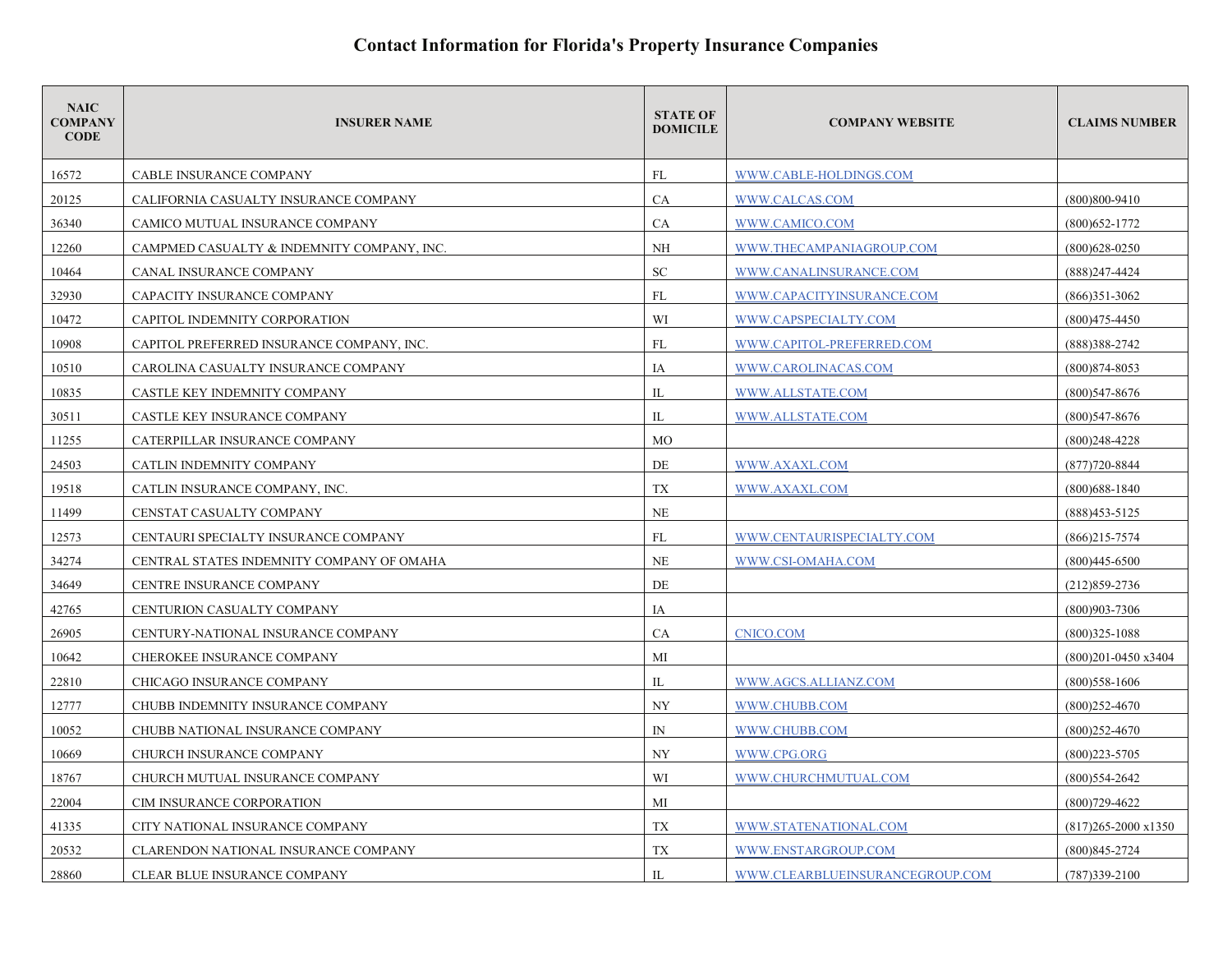# Contact Information for Florida's Property Insurance Companies

| NAIC COMPANY CODE | INSURER NAME | STATE OF DOMICILE | COMPANY WEBSITE | CLAIMS NUMBER |
|---|---|---|---|---|
| 16572 | CABLE INSURANCE COMPANY | FL | WWW.CABLE-HOLDINGS.COM | |
| 20125 | CALIFORNIA CASUALTY INSURANCE COMPANY | CA | WWW.CALCAS.COM | (800)800-9410 |
| 36340 | CAMICO MUTUAL INSURANCE COMPANY | CA | WWW.CAMICO.COM | (800)652-1772 |
| 12260 | CAMPMED CASUALTY & INDEMNITY COMPANY, INC. | NH | WWW.THECAMPANIAGROUP.COM | (800)628-0250 |
| 10464 | CANAL INSURANCE COMPANY | SC | WWW.CANALINSURANCE.COM | (888)247-4424 |
| 32930 | CAPACITY INSURANCE COMPANY | FL | WWW.CAPACITYINSURANCE.COM | (866)351-3062 |
| 10472 | CAPITOL INDEMNITY CORPORATION | WI | WWW.CAPSPECIALTY.COM | (800)475-4450 |
| 10908 | CAPITOL PREFERRED INSURANCE COMPANY, INC. | FL | WWW.CAPITOL-PREFERRED.COM | (888)388-2742 |
| 10510 | CAROLINA CASUALTY INSURANCE COMPANY | IA | WWW.CAROLINACAS.COM | (800)874-8053 |
| 10835 | CASTLE KEY INDEMNITY COMPANY | IL | WWW.ALLSTATE.COM | (800)547-8676 |
| 30511 | CASTLE KEY INSURANCE COMPANY | IL | WWW.ALLSTATE.COM | (800)547-8676 |
| 11255 | CATERPILLAR INSURANCE COMPANY | MO | | (800)248-4228 |
| 24503 | CATLIN INDEMNITY COMPANY | DE | WWW.AXAXL.COM | (877)720-8844 |
| 19518 | CATLIN INSURANCE COMPANY, INC. | TX | WWW.AXAXL.COM | (800)688-1840 |
| 11499 | CENSTAT CASUALTY COMPANY | NE | | (888)453-5125 |
| 12573 | CENTAURI SPECIALTY INSURANCE COMPANY | FL | WWW.CENTAURISPECIALTY.COM | (866)215-7574 |
| 34274 | CENTRAL STATES INDEMNITY COMPANY OF OMAHA | NE | WWW.CSI-OMAHA.COM | (800)445-6500 |
| 34649 | CENTRE INSURANCE COMPANY | DE | | (212)859-2736 |
| 42765 | CENTURION CASUALTY COMPANY | IA | | (800)903-7306 |
| 26905 | CENTURY-NATIONAL INSURANCE COMPANY | CA | CNICO.COM | (800)325-1088 |
| 10642 | CHEROKEE INSURANCE COMPANY | MI | | (800)201-0450 x3404 |
| 22810 | CHICAGO INSURANCE COMPANY | IL | WWW.AGCS.ALLIANZ.COM | (800)558-1606 |
| 12777 | CHUBB INDEMNITY INSURANCE COMPANY | NY | WWW.CHUBB.COM | (800)252-4670 |
| 10052 | CHUBB NATIONAL INSURANCE COMPANY | IN | WWW.CHUBB.COM | (800)252-4670 |
| 10669 | CHURCH INSURANCE COMPANY | NY | WWW.CPG.ORG | (800)223-5705 |
| 18767 | CHURCH MUTUAL INSURANCE COMPANY | WI | WWW.CHURCHMUTUAL.COM | (800)554-2642 |
| 22004 | CIM INSURANCE CORPORATION | MI | | (800)729-4622 |
| 41335 | CITY NATIONAL INSURANCE COMPANY | TX | WWW.STATENATIONAL.COM | (817)265-2000 x1350 |
| 20532 | CLARENDON NATIONAL INSURANCE COMPANY | TX | WWW.ENSTARGROUP.COM | (800)845-2724 |
| 28860 | CLEAR BLUE INSURANCE COMPANY | IL | WWW.CLEARBLUEINSURANCEGROUP.COM | (787)339-2100 |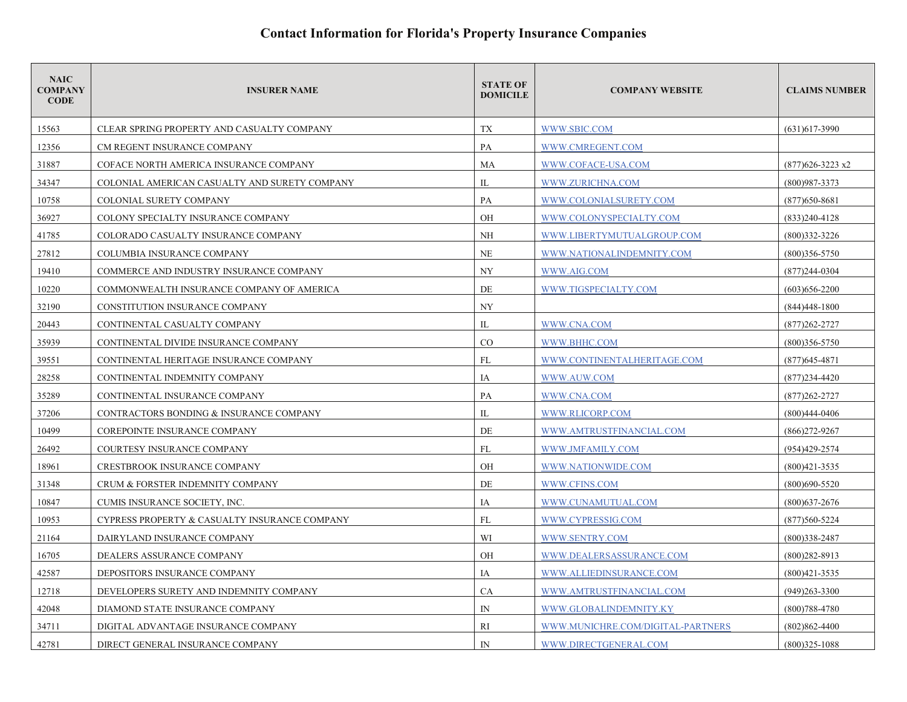# Contact Information for Florida's Property Insurance Companies

| NAIC COMPANY CODE | INSURER NAME | STATE OF DOMICILE | COMPANY WEBSITE | CLAIMS NUMBER |
|---|---|---|---|---|
| 15563 | CLEAR SPRING PROPERTY AND CASUALTY COMPANY | TX | WWW.SBIC.COM | (631)617-3990 |
| 12356 | CM REGENT INSURANCE COMPANY | PA | WWW.CMREGENT.COM | |
| 31887 | COFACE NORTH AMERICA INSURANCE COMPANY | MA | WWW.COFACE-USA.COM | (877)626-3223 x2 |
| 34347 | COLONIAL AMERICAN CASUALTY AND SURETY COMPANY | IL | WWW.ZURICHNA.COM | (800)987-3373 |
| 10758 | COLONIAL SURETY COMPANY | PA | WWW.COLONIALSURETY.COM | (877)650-8681 |
| 36927 | COLONY SPECIALTY INSURANCE COMPANY | OH | WWW.COLONYSPECIALTY.COM | (833)240-4128 |
| 41785 | COLORADO CASUALTY INSURANCE COMPANY | NH | WWW.LIBERTYMUTUALGROUP.COM | (800)332-3226 |
| 27812 | COLUMBIA INSURANCE COMPANY | NE | WWW.NATIONALINDEMNITY.COM | (800)356-5750 |
| 19410 | COMMERCE AND INDUSTRY INSURANCE COMPANY | NY | WWW.AIG.COM | (877)244-0304 |
| 10220 | COMMONWEALTH INSURANCE COMPANY OF AMERICA | DE | WWW.TIGSPECIALTY.COM | (603)656-2200 |
| 32190 | CONSTITUTION INSURANCE COMPANY | NY | | (844)448-1800 |
| 20443 | CONTINENTAL CASUALTY COMPANY | IL | WWW.CNA.COM | (877)262-2727 |
| 35939 | CONTINENTAL DIVIDE INSURANCE COMPANY | CO | WWW.BHHC.COM | (800)356-5750 |
| 39551 | CONTINENTAL HERITAGE INSURANCE COMPANY | FL | WWW.CONTINENTALHERITAGE.COM | (877)645-4871 |
| 28258 | CONTINENTAL INDEMNITY COMPANY | IA | WWW.AUW.COM | (877)234-4420 |
| 35289 | CONTINENTAL INSURANCE COMPANY | PA | WWW.CNA.COM | (877)262-2727 |
| 37206 | CONTRACTORS BONDING & INSURANCE COMPANY | IL | WWW.RLICORP.COM | (800)444-0406 |
| 10499 | COREPOINTE INSURANCE COMPANY | DE | WWW.AMTRUSTFINANCIAL.COM | (866)272-9267 |
| 26492 | COURTESY INSURANCE COMPANY | FL | WWW.JMFAMILY.COM | (954)429-2574 |
| 18961 | CRESTBROOK INSURANCE COMPANY | OH | WWW.NATIONWIDE.COM | (800)421-3535 |
| 31348 | CRUM & FORSTER INDEMNITY COMPANY | DE | WWW.CFINS.COM | (800)690-5520 |
| 10847 | CUMIS INSURANCE SOCIETY, INC. | IA | WWW.CUNAMUTUAL.COM | (800)637-2676 |
| 10953 | CYPRESS PROPERTY & CASUALTY INSURANCE COMPANY | FL | WWW.CYPRESSIG.COM | (877)560-5224 |
| 21164 | DAIRYLAND INSURANCE COMPANY | WI | WWW.SENTRY.COM | (800)338-2487 |
| 16705 | DEALERS ASSURANCE COMPANY | OH | WWW.DEALERSASSURANCE.COM | (800)282-8913 |
| 42587 | DEPOSITORS INSURANCE COMPANY | IA | WWW.ALLIEDINSURANCE.COM | (800)421-3535 |
| 12718 | DEVELOPERS SURETY AND INDEMNITY COMPANY | CA | WWW.AMTRUSTFINANCIAL.COM | (949)263-3300 |
| 42048 | DIAMOND STATE INSURANCE COMPANY | IN | WWW.GLOBALINDEMNITY.KY | (800)788-4780 |
| 34711 | DIGITAL ADVANTAGE INSURANCE COMPANY | RI | WWW.MUNICHRE.COM/DIGITAL-PARTNERS | (802)862-4400 |
| 42781 | DIRECT GENERAL INSURANCE COMPANY | IN | WWW.DIRECTGENERAL.COM | (800)325-1088 |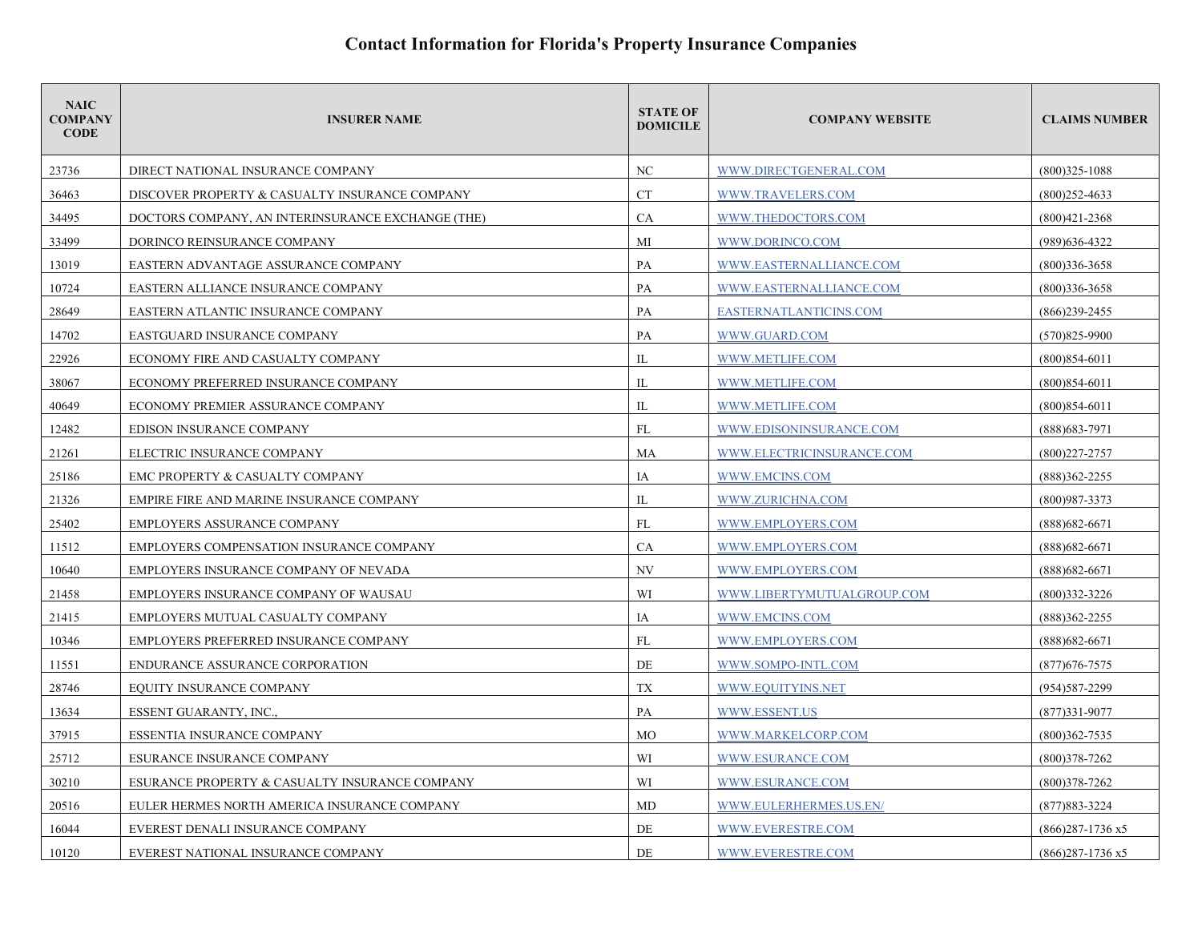# Contact Information for Florida's Property Insurance Companies

| NAIC COMPANY CODE | INSURER NAME | STATE OF DOMICILE | COMPANY WEBSITE | CLAIMS NUMBER |
|---|---|---|---|---|
| 23736 | DIRECT NATIONAL INSURANCE COMPANY | NC | WWW.DIRECTGENERAL.COM | (800)325-1088 |
| 36463 | DISCOVER PROPERTY & CASUALTY INSURANCE COMPANY | CT | WWW.TRAVELERS.COM | (800)252-4633 |
| 34495 | DOCTORS COMPANY, AN INTERINSURANCE EXCHANGE (THE) | CA | WWW.THEDOCTORS.COM | (800)421-2368 |
| 33499 | DORINCO REINSURANCE COMPANY | MI | WWW.DORINCO.COM | (989)636-4322 |
| 13019 | EASTERN ADVANTAGE ASSURANCE COMPANY | PA | WWW.EASTERNALLIANCE.COM | (800)336-3658 |
| 10724 | EASTERN ALLIANCE INSURANCE COMPANY | PA | WWW.EASTERNALLIANCE.COM | (800)336-3658 |
| 28649 | EASTERN ATLANTIC INSURANCE COMPANY | PA | EASTERNATLANTICINS.COM | (866)239-2455 |
| 14702 | EASTGUARD INSURANCE COMPANY | PA | WWW.GUARD.COM | (570)825-9900 |
| 22926 | ECONOMY FIRE AND CASUALTY COMPANY | IL | WWW.METLIFE.COM | (800)854-6011 |
| 38067 | ECONOMY PREFERRED INSURANCE COMPANY | IL | WWW.METLIFE.COM | (800)854-6011 |
| 40649 | ECONOMY PREMIER ASSURANCE COMPANY | IL | WWW.METLIFE.COM | (800)854-6011 |
| 12482 | EDISON INSURANCE COMPANY | FL | WWW.EDISONINSURANCE.COM | (888)683-7971 |
| 21261 | ELECTRIC INSURANCE COMPANY | MA | WWW.ELECTRICINSURANCE.COM | (800)227-2757 |
| 25186 | EMC PROPERTY & CASUALTY COMPANY | IA | WWW.EMCINS.COM | (888)362-2255 |
| 21326 | EMPIRE FIRE AND MARINE INSURANCE COMPANY | IL | WWW.ZURICHNA.COM | (800)987-3373 |
| 25402 | EMPLOYERS ASSURANCE COMPANY | FL | WWW.EMPLOYERS.COM | (888)682-6671 |
| 11512 | EMPLOYERS COMPENSATION INSURANCE COMPANY | CA | WWW.EMPLOYERS.COM | (888)682-6671 |
| 10640 | EMPLOYERS INSURANCE COMPANY OF NEVADA | NV | WWW.EMPLOYERS.COM | (888)682-6671 |
| 21458 | EMPLOYERS INSURANCE COMPANY OF WAUSAU | WI | WWW.LIBERTYMUTUALGROUP.COM | (800)332-3226 |
| 21415 | EMPLOYERS MUTUAL CASUALTY COMPANY | IA | WWW.EMCINS.COM | (888)362-2255 |
| 10346 | EMPLOYERS PREFERRED INSURANCE COMPANY | FL | WWW.EMPLOYERS.COM | (888)682-6671 |
| 11551 | ENDURANCE ASSURANCE CORPORATION | DE | WWW.SOMPO-INTL.COM | (877)676-7575 |
| 28746 | EQUITY INSURANCE COMPANY | TX | WWW.EQUITYINS.NET | (954)587-2299 |
| 13634 | ESSENT GUARANTY, INC., | PA | WWW.ESSENT.US | (877)331-9077 |
| 37915 | ESSENTIA INSURANCE COMPANY | MO | WWW.MARKELCORP.COM | (800)362-7535 |
| 25712 | ESURANCE INSURANCE COMPANY | WI | WWW.ESURANCE.COM | (800)378-7262 |
| 30210 | ESURANCE PROPERTY & CASUALTY INSURANCE COMPANY | WI | WWW.ESURANCE.COM | (800)378-7262 |
| 20516 | EULER HERMES NORTH AMERICA INSURANCE COMPANY | MD | WWW.EULERHERMES.US.EN/ | (877)883-3224 |
| 16044 | EVEREST DENALI INSURANCE COMPANY | DE | WWW.EVERESTRE.COM | (866)287-1736 x5 |
| 10120 | EVEREST NATIONAL INSURANCE COMPANY | DE | WWW.EVERESTRE.COM | (866)287-1736 x5 |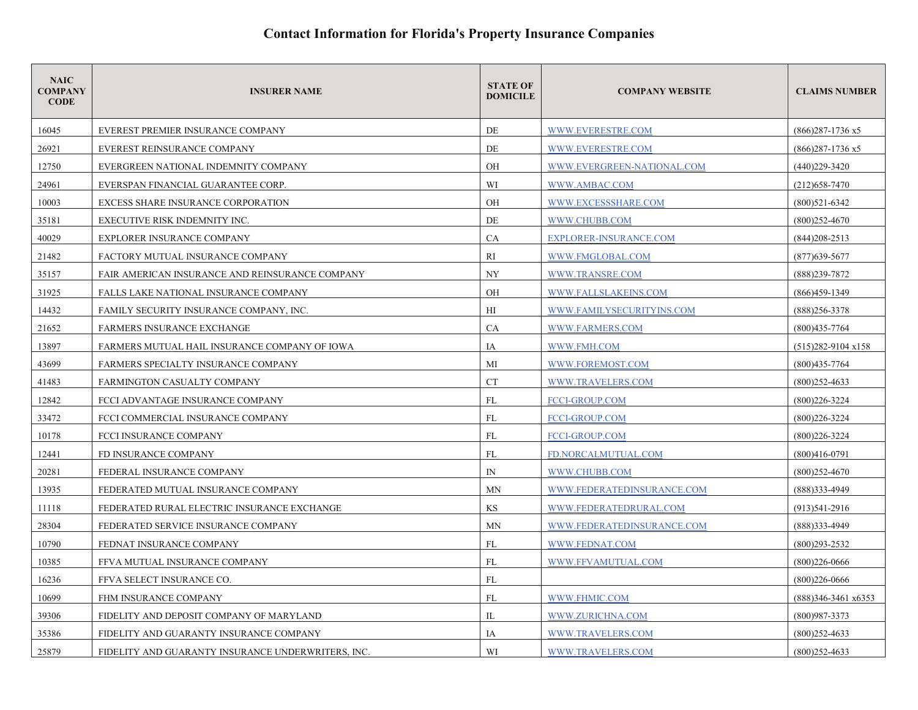# Contact Information for Florida's Property Insurance Companies

| NAIC COMPANY CODE | INSURER NAME | STATE OF DOMICILE | COMPANY WEBSITE | CLAIMS NUMBER |
|---|---|---|---|---|
| 16045 | EVEREST PREMIER INSURANCE COMPANY | DE | WWW.EVERESTRE.COM | (866)287-1736 x5 |
| 26921 | EVEREST REINSURANCE COMPANY | DE | WWW.EVERESTRE.COM | (866)287-1736 x5 |
| 12750 | EVERGREEN NATIONAL INDEMNITY COMPANY | OH | WWW.EVERGREEN-NATIONAL.COM | (440)229-3420 |
| 24961 | EVERSPAN FINANCIAL GUARANTEE CORP. | WI | WWW.AMBAC.COM | (212)658-7470 |
| 10003 | EXCESS SHARE INSURANCE CORPORATION | OH | WWW.EXCESSSHARE.COM | (800)521-6342 |
| 35181 | EXECUTIVE RISK INDEMNITY INC. | DE | WWW.CHUBB.COM | (800)252-4670 |
| 40029 | EXPLORER INSURANCE COMPANY | CA | EXPLORER-INSURANCE.COM | (844)208-2513 |
| 21482 | FACTORY MUTUAL INSURANCE COMPANY | RI | WWW.FMGLOBAL.COM | (877)639-5677 |
| 35157 | FAIR AMERICAN INSURANCE AND REINSURANCE COMPANY | NY | WWW.TRANSRE.COM | (888)239-7872 |
| 31925 | FALLS LAKE NATIONAL INSURANCE COMPANY | OH | WWW.FALLSLAKEINS.COM | (866)459-1349 |
| 14432 | FAMILY SECURITY INSURANCE COMPANY, INC. | HI | WWW.FAMILYSECURITYINS.COM | (888)256-3378 |
| 21652 | FARMERS INSURANCE EXCHANGE | CA | WWW.FARMERS.COM | (800)435-7764 |
| 13897 | FARMERS MUTUAL HAIL INSURANCE COMPANY OF IOWA | IA | WWW.FMH.COM | (515)282-9104 x158 |
| 43699 | FARMERS SPECIALTY INSURANCE COMPANY | MI | WWW.FOREMOST.COM | (800)435-7764 |
| 41483 | FARMINGTON CASUALTY COMPANY | CT | WWW.TRAVELERS.COM | (800)252-4633 |
| 12842 | FCCI ADVANTAGE INSURANCE COMPANY | FL | FCCI-GROUP.COM | (800)226-3224 |
| 33472 | FCCI COMMERCIAL INSURANCE COMPANY | FL | FCCI-GROUP.COM | (800)226-3224 |
| 10178 | FCCI INSURANCE COMPANY | FL | FCCI-GROUP.COM | (800)226-3224 |
| 12441 | FD INSURANCE COMPANY | FL | FD.NORCALMUTUAL.COM | (800)416-0791 |
| 20281 | FEDERAL INSURANCE COMPANY | IN | WWW.CHUBB.COM | (800)252-4670 |
| 13935 | FEDERATED MUTUAL INSURANCE COMPANY | MN | WWW.FEDERATEDINSURANCE.COM | (888)333-4949 |
| 11118 | FEDERATED RURAL ELECTRIC INSURANCE EXCHANGE | KS | WWW.FEDERATEDRURAL.COM | (913)541-2916 |
| 28304 | FEDERATED SERVICE INSURANCE COMPANY | MN | WWW.FEDERATEDINSURANCE.COM | (888)333-4949 |
| 10790 | FEDNAT INSURANCE COMPANY | FL | WWW.FEDNAT.COM | (800)293-2532 |
| 10385 | FFVA MUTUAL INSURANCE COMPANY | FL | WWW.FFVAMUTUAL.COM | (800)226-0666 |
| 16236 | FFVA SELECT INSURANCE CO. | FL | | (800)226-0666 |
| 10699 | FHM INSURANCE COMPANY | FL | WWW.FHMIC.COM | (888)346-3461 x6353 |
| 39306 | FIDELITY AND DEPOSIT COMPANY OF MARYLAND | IL | WWW.ZURICHNA.COM | (800)987-3373 |
| 35386 | FIDELITY AND GUARANTY INSURANCE COMPANY | IA | WWW.TRAVELERS.COM | (800)252-4633 |
| 25879 | FIDELITY AND GUARANTY INSURANCE UNDERWRITERS, INC. | WI | WWW.TRAVELERS.COM | (800)252-4633 |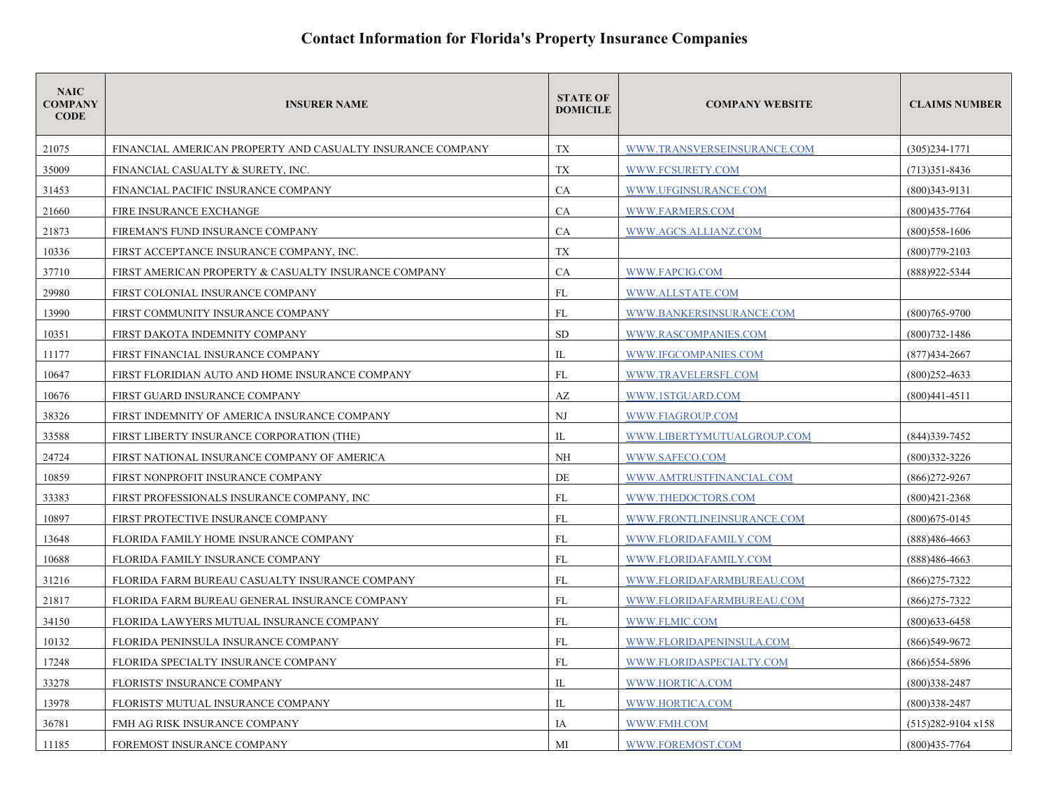# Contact Information for Florida's Property Insurance Companies

| NAIC COMPANY CODE | INSURER NAME | STATE OF DOMICILE | COMPANY WEBSITE | CLAIMS NUMBER |
|---|---|---|---|---|
| 21075 | FINANCIAL AMERICAN PROPERTY AND CASUALTY INSURANCE COMPANY | TX | WWW.TRANSVERSEINSURANCE.COM | (305)234-1771 |
| 35009 | FINANCIAL CASUALTY & SURETY, INC. | TX | WWW.FCSURETY.COM | (713)351-8436 |
| 31453 | FINANCIAL PACIFIC INSURANCE COMPANY | CA | WWW.UFGINSURANCE.COM | (800)343-9131 |
| 21660 | FIRE INSURANCE EXCHANGE | CA | WWW.FARMERS.COM | (800)435-7764 |
| 21873 | FIREMAN'S FUND INSURANCE COMPANY | CA | WWW.AGCS.ALLIANZ.COM | (800)558-1606 |
| 10336 | FIRST ACCEPTANCE INSURANCE COMPANY, INC. | TX | | (800)779-2103 |
| 37710 | FIRST AMERICAN PROPERTY & CASUALTY INSURANCE COMPANY | CA | WWW.FAPCIG.COM | (888)922-5344 |
| 29980 | FIRST COLONIAL INSURANCE COMPANY | FL | WWW.ALLSTATE.COM | |
| 13990 | FIRST COMMUNITY INSURANCE COMPANY | FL | WWW.BANKERSINSURANCE.COM | (800)765-9700 |
| 10351 | FIRST DAKOTA INDEMNITY COMPANY | SD | WWW.RASCOMPANIES.COM | (800)732-1486 |
| 11177 | FIRST FINANCIAL INSURANCE COMPANY | IL | WWW.IFGCOMPANIES.COM | (877)434-2667 |
| 10647 | FIRST FLORIDIAN AUTO AND HOME INSURANCE COMPANY | FL | WWW.TRAVELERSFL.COM | (800)252-4633 |
| 10676 | FIRST GUARD INSURANCE COMPANY | AZ | WWW.1STGUARD.COM | (800)441-4511 |
| 38326 | FIRST INDEMNITY OF AMERICA INSURANCE COMPANY | NJ | WWW.FIAGROUP.COM | |
| 33588 | FIRST LIBERTY INSURANCE CORPORATION (THE) | IL | WWW.LIBERTYMUTUALGROUP.COM | (844)339-7452 |
| 24724 | FIRST NATIONAL INSURANCE COMPANY OF AMERICA | NH | WWW.SAFECO.COM | (800)332-3226 |
| 10859 | FIRST NONPROFIT INSURANCE COMPANY | DE | WWW.AMTRUSTFINANCIAL.COM | (866)272-9267 |
| 33383 | FIRST PROFESSIONALS INSURANCE COMPANY, INC | FL | WWW.THEDOCTORS.COM | (800)421-2368 |
| 10897 | FIRST PROTECTIVE INSURANCE COMPANY | FL | WWW.FRONTLINEINSURANCE.COM | (800)675-0145 |
| 13648 | FLORIDA FAMILY HOME INSURANCE COMPANY | FL | WWW.FLORIDAFAMILY.COM | (888)486-4663 |
| 10688 | FLORIDA FAMILY INSURANCE COMPANY | FL | WWW.FLORIDAFAMILY.COM | (888)486-4663 |
| 31216 | FLORIDA FARM BUREAU CASUALTY INSURANCE COMPANY | FL | WWW.FLORIDAFARMBUREAU.COM | (866)275-7322 |
| 21817 | FLORIDA FARM BUREAU GENERAL INSURANCE COMPANY | FL | WWW.FLORIDAFARMBUREAU.COM | (866)275-7322 |
| 34150 | FLORIDA LAWYERS MUTUAL INSURANCE COMPANY | FL | WWW.FLMIC.COM | (800)633-6458 |
| 10132 | FLORIDA PENINSULA INSURANCE COMPANY | FL | WWW.FLORIDAPENINSULA.COM | (866)549-9672 |
| 17248 | FLORIDA SPECIALTY INSURANCE COMPANY | FL | WWW.FLORIDASPECIALTY.COM | (866)554-5896 |
| 33278 | FLORISTS' INSURANCE COMPANY | IL | WWW.HORTICA.COM | (800)338-2487 |
| 13978 | FLORISTS' MUTUAL INSURANCE COMPANY | IL | WWW.HORTICA.COM | (800)338-2487 |
| 36781 | FMH AG RISK INSURANCE COMPANY | IA | WWW.FMH.COM | (515)282-9104 x158 |
| 11185 | FOREMOST INSURANCE COMPANY | MI | WWW.FOREMOST.COM | (800)435-7764 |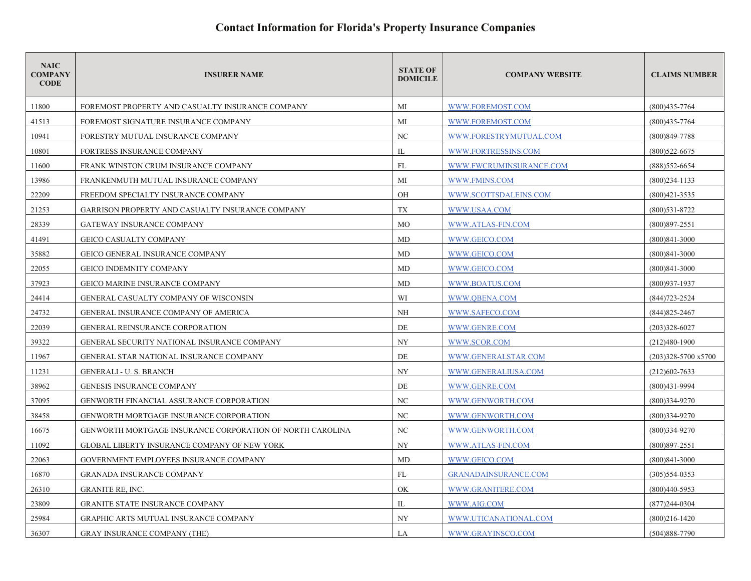# Contact Information for Florida's Property Insurance Companies

| NAIC COMPANY CODE | INSURER NAME | STATE OF DOMICILE | COMPANY WEBSITE | CLAIMS NUMBER |
|---|---|---|---|---|
| 11800 | FOREMOST PROPERTY AND CASUALTY INSURANCE COMPANY | MI | WWW.FOREMOST.COM | (800)435-7764 |
| 41513 | FOREMOST SIGNATURE INSURANCE COMPANY | MI | WWW.FOREMOST.COM | (800)435-7764 |
| 10941 | FORESTRY MUTUAL INSURANCE COMPANY | NC | WWW.FORESTRYMUTUAL.COM | (800)849-7788 |
| 10801 | FORTRESS INSURANCE COMPANY | IL | WWW.FORTRESSINS.COM | (800)522-6675 |
| 11600 | FRANK WINSTON CRUM INSURANCE COMPANY | FL | WWW.FWCRUMINSURANCE.COM | (888)552-6654 |
| 13986 | FRANKENMUTH MUTUAL INSURANCE COMPANY | MI | WWW.FMINS.COM | (800)234-1133 |
| 22209 | FREEDOM SPECIALTY INSURANCE COMPANY | OH | WWW.SCOTTSDALEINS.COM | (800)421-3535 |
| 21253 | GARRISON PROPERTY AND CASUALTY INSURANCE COMPANY | TX | WWW.USAA.COM | (800)531-8722 |
| 28339 | GATEWAY INSURANCE COMPANY | MO | WWW.ATLAS-FIN.COM | (800)897-2551 |
| 41491 | GEICO CASUALTY COMPANY | MD | WWW.GEICO.COM | (800)841-3000 |
| 35882 | GEICO GENERAL INSURANCE COMPANY | MD | WWW.GEICO.COM | (800)841-3000 |
| 22055 | GEICO INDEMNITY COMPANY | MD | WWW.GEICO.COM | (800)841-3000 |
| 37923 | GEICO MARINE INSURANCE COMPANY | MD | WWW.BOATUS.COM | (800)937-1937 |
| 24414 | GENERAL CASUALTY COMPANY OF WISCONSIN | WI | WWW.QBENA.COM | (844)723-2524 |
| 24732 | GENERAL INSURANCE COMPANY OF AMERICA | NH | WWW.SAFECO.COM | (844)825-2467 |
| 22039 | GENERAL REINSURANCE CORPORATION | DE | WWW.GENRE.COM | (203)328-6027 |
| 39322 | GENERAL SECURITY NATIONAL INSURANCE COMPANY | NY | WWW.SCOR.COM | (212)480-1900 |
| 11967 | GENERAL STAR NATIONAL INSURANCE COMPANY | DE | WWW.GENERALSTAR.COM | (203)328-5700 x5700 |
| 11231 | GENERALI - U. S. BRANCH | NY | WWW.GENERALIUSA.COM | (212)602-7633 |
| 38962 | GENESIS INSURANCE COMPANY | DE | WWW.GENRE.COM | (800)431-9994 |
| 37095 | GENWORTH FINANCIAL ASSURANCE CORPORATION | NC | WWW.GENWORTH.COM | (800)334-9270 |
| 38458 | GENWORTH MORTGAGE INSURANCE CORPORATION | NC | WWW.GENWORTH.COM | (800)334-9270 |
| 16675 | GENWORTH MORTGAGE INSURANCE CORPORATION OF NORTH CAROLINA | NC | WWW.GENWORTH.COM | (800)334-9270 |
| 11092 | GLOBAL LIBERTY INSURANCE COMPANY OF NEW YORK | NY | WWW.ATLAS-FIN.COM | (800)897-2551 |
| 22063 | GOVERNMENT EMPLOYEES INSURANCE COMPANY | MD | WWW.GEICO.COM | (800)841-3000 |
| 16870 | GRANADA INSURANCE COMPANY | FL | GRANADAINSURANCE.COM | (305)554-0353 |
| 26310 | GRANITE RE, INC. | OK | WWW.GRANITERE.COM | (800)440-5953 |
| 23809 | GRANITE STATE INSURANCE COMPANY | IL | WWW.AIG.COM | (877)244-0304 |
| 25984 | GRAPHIC ARTS MUTUAL INSURANCE COMPANY | NY | WWW.UTICANATIONAL.COM | (800)216-1420 |
| 36307 | GRAY INSURANCE COMPANY (THE) | LA | WWW.GRAYINSCO.COM | (504)888-7790 |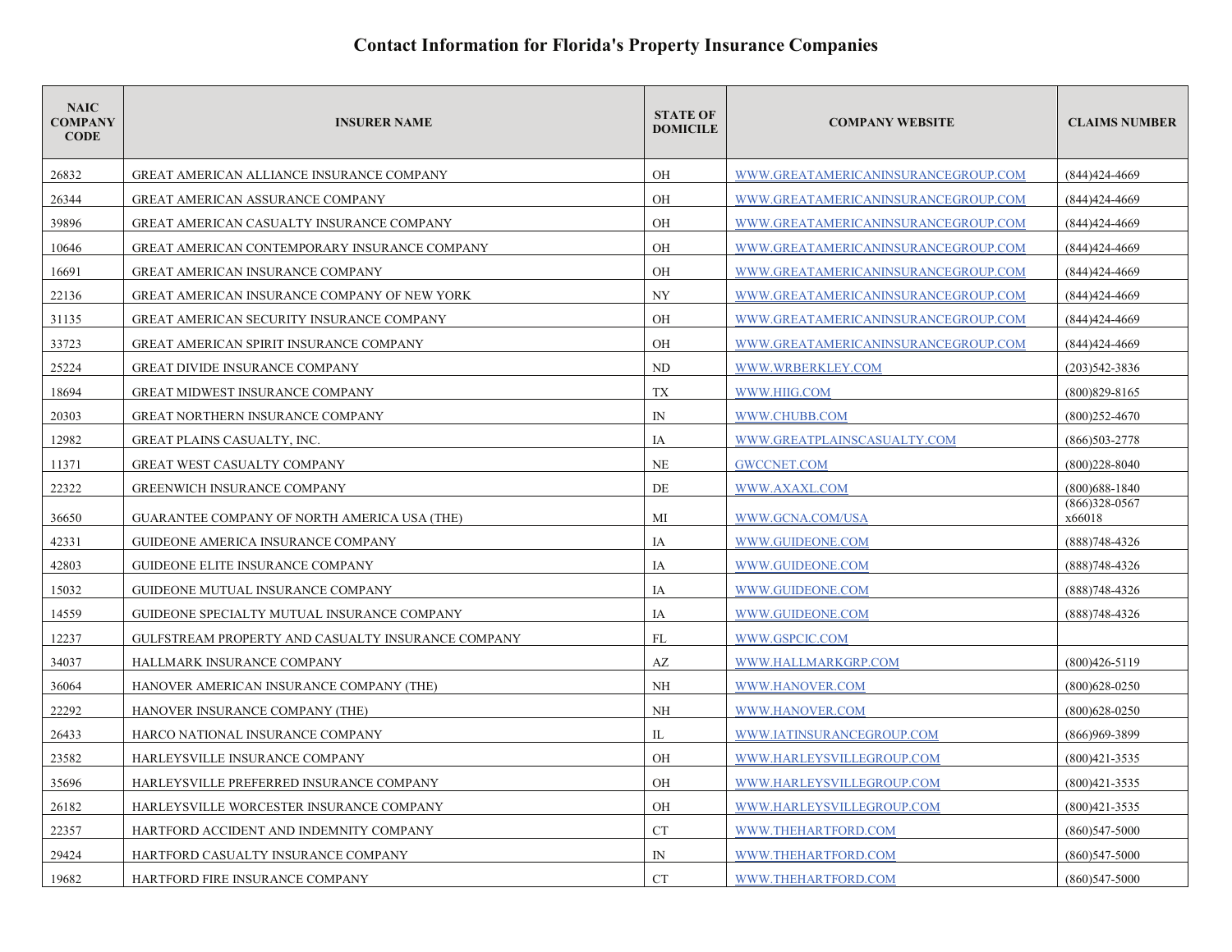# Contact Information for Florida's Property Insurance Companies

| NAIC COMPANY CODE | INSURER NAME | STATE OF DOMICILE | COMPANY WEBSITE | CLAIMS NUMBER |
|---|---|---|---|---|
| 26832 | GREAT AMERICAN ALLIANCE INSURANCE COMPANY | OH | WWW.GREATAMERICANINSURANCEGROUP.COM | (844)424-4669 |
| 26344 | GREAT AMERICAN ASSURANCE COMPANY | OH | WWW.GREATAMERICANINSURANCEGROUP.COM | (844)424-4669 |
| 39896 | GREAT AMERICAN CASUALTY INSURANCE COMPANY | OH | WWW.GREATAMERICANINSURANCEGROUP.COM | (844)424-4669 |
| 10646 | GREAT AMERICAN CONTEMPORARY INSURANCE COMPANY | OH | WWW.GREATAMERICANINSURANCEGROUP.COM | (844)424-4669 |
| 16691 | GREAT AMERICAN INSURANCE COMPANY | OH | WWW.GREATAMERICANINSURANCEGROUP.COM | (844)424-4669 |
| 22136 | GREAT AMERICAN INSURANCE COMPANY OF NEW YORK | NY | WWW.GREATAMERICANINSURANCEGROUP.COM | (844)424-4669 |
| 31135 | GREAT AMERICAN SECURITY INSURANCE COMPANY | OH | WWW.GREATAMERICANINSURANCEGROUP.COM | (844)424-4669 |
| 33723 | GREAT AMERICAN SPIRIT INSURANCE COMPANY | OH | WWW.GREATAMERICANINSURANCEGROUP.COM | (844)424-4669 |
| 25224 | GREAT DIVIDE INSURANCE COMPANY | ND | WWW.WRBERKLEY.COM | (203)542-3836 |
| 18694 | GREAT MIDWEST INSURANCE COMPANY | TX | WWW.HIIG.COM | (800)829-8165 |
| 20303 | GREAT NORTHERN INSURANCE COMPANY | IN | WWW.CHUBB.COM | (800)252-4670 |
| 12982 | GREAT PLAINS CASUALTY, INC. | IA | WWW.GREATPLAINSCASUALTY.COM | (866)503-2778 |
| 11371 | GREAT WEST CASUALTY COMPANY | NE | GWCCNET.COM | (800)228-8040 |
| 22322 | GREENWICH INSURANCE COMPANY | DE | WWW.AXAXL.COM | (800)688-1840 |
| 36650 | GUARANTEE COMPANY OF NORTH AMERICA USA (THE) | MI | WWW.GCNA.COM/USA | (866)328-0567 x66018 |
| 42331 | GUIDEONE AMERICA INSURANCE COMPANY | IA | WWW.GUIDEONE.COM | (888)748-4326 |
| 42803 | GUIDEONE ELITE INSURANCE COMPANY | IA | WWW.GUIDEONE.COM | (888)748-4326 |
| 15032 | GUIDEONE MUTUAL INSURANCE COMPANY | IA | WWW.GUIDEONE.COM | (888)748-4326 |
| 14559 | GUIDEONE SPECIALTY MUTUAL INSURANCE COMPANY | IA | WWW.GUIDEONE.COM | (888)748-4326 |
| 12237 | GULFSTREAM PROPERTY AND CASUALTY INSURANCE COMPANY | FL | WWW.GSPCIC.COM | |
| 34037 | HALLMARK INSURANCE COMPANY | AZ | WWW.HALLMARKGRP.COM | (800)426-5119 |
| 36064 | HANOVER AMERICAN INSURANCE COMPANY (THE) | NH | WWW.HANOVER.COM | (800)628-0250 |
| 22292 | HANOVER INSURANCE COMPANY (THE) | NH | WWW.HANOVER.COM | (800)628-0250 |
| 26433 | HARCO NATIONAL INSURANCE COMPANY | IL | WWW.IATINSURANCEGROUP.COM | (866)969-3899 |
| 23582 | HARLEYSVILLE INSURANCE COMPANY | OH | WWW.HARLEYSVILLEGROUP.COM | (800)421-3535 |
| 35696 | HARLEYSVILLE PREFERRED INSURANCE COMPANY | OH | WWW.HARLEYSVILLEGROUP.COM | (800)421-3535 |
| 26182 | HARLEYSVILLE WORCESTER INSURANCE COMPANY | OH | WWW.HARLEYSVILLEGROUP.COM | (800)421-3535 |
| 22357 | HARTFORD ACCIDENT AND INDEMNITY COMPANY | CT | WWW.THEHARTFORD.COM | (860)547-5000 |
| 29424 | HARTFORD CASUALTY INSURANCE COMPANY | IN | WWW.THEHARTFORD.COM | (860)547-5000 |
| 19682 | HARTFORD FIRE INSURANCE COMPANY | CT | WWW.THEHARTFORD.COM | (860)547-5000 |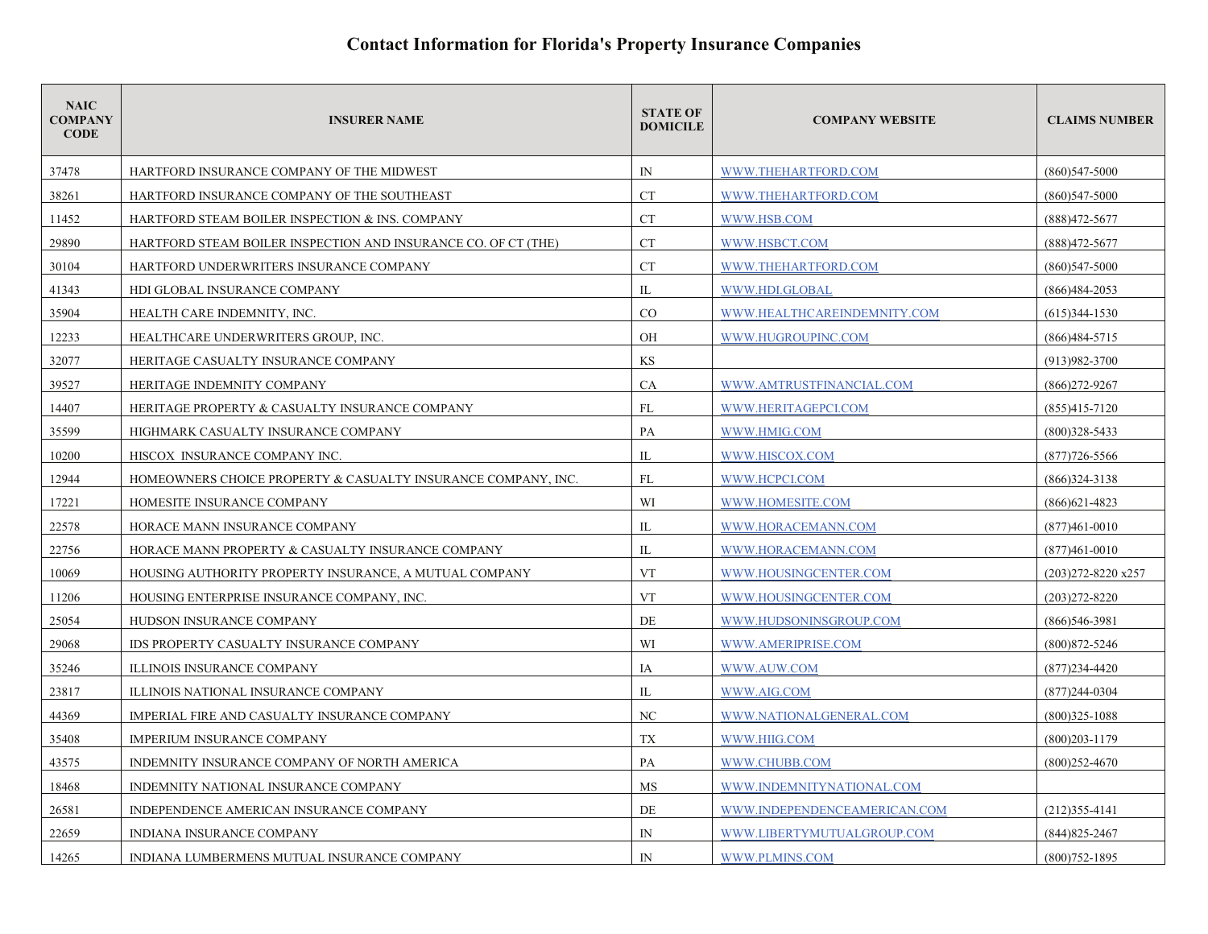## Contact Information for Florida's Property Insurance Companies

| NAIC COMPANY CODE | INSURER NAME | STATE OF DOMICILE | COMPANY WEBSITE | CLAIMS NUMBER |
|---|---|---|---|---|
| 37478 | HARTFORD INSURANCE COMPANY OF THE MIDWEST | IN | WWW.THEHARTFORD.COM | (860)547-5000 |
| 38261 | HARTFORD INSURANCE COMPANY OF THE SOUTHEAST | CT | WWW.THEHARTFORD.COM | (860)547-5000 |
| 11452 | HARTFORD STEAM BOILER INSPECTION & INS. COMPANY | CT | WWW.HSB.COM | (888)472-5677 |
| 29890 | HARTFORD STEAM BOILER INSPECTION AND INSURANCE CO. OF CT (THE) | CT | WWW.HSBCT.COM | (888)472-5677 |
| 30104 | HARTFORD UNDERWRITERS INSURANCE COMPANY | CT | WWW.THEHARTFORD.COM | (860)547-5000 |
| 41343 | HDI GLOBAL INSURANCE COMPANY | IL | WWW.HDI.GLOBAL | (866)484-2053 |
| 35904 | HEALTH CARE INDEMNITY, INC. | CO | WWW.HEALTHCAREINDEMNITY.COM | (615)344-1530 |
| 12233 | HEALTHCARE UNDERWRITERS GROUP, INC. | OH | WWW.HUGROUPINC.COM | (866)484-5715 |
| 32077 | HERITAGE CASUALTY INSURANCE COMPANY | KS | | (913)982-3700 |
| 39527 | HERITAGE INDEMNITY COMPANY | CA | WWW.AMTRUSTFINANCIAL.COM | (866)272-9267 |
| 14407 | HERITAGE PROPERTY & CASUALTY INSURANCE COMPANY | FL | WWW.HERITAGEPCI.COM | (855)415-7120 |
| 35599 | HIGHMARK CASUALTY INSURANCE COMPANY | PA | WWW.HMIG.COM | (800)328-5433 |
| 10200 | HISCOX INSURANCE COMPANY INC. | IL | WWW.HISCOX.COM | (877)726-5566 |
| 12944 | HOMEOWNERS CHOICE PROPERTY & CASUALTY INSURANCE COMPANY, INC. | FL | WWW.HCPCI.COM | (866)324-3138 |
| 17221 | HOMESITE INSURANCE COMPANY | WI | WWW.HOMESITE.COM | (866)621-4823 |
| 22578 | HORACE MANN INSURANCE COMPANY | IL | WWW.HORACEMANN.COM | (877)461-0010 |
| 22756 | HORACE MANN PROPERTY & CASUALTY INSURANCE COMPANY | IL | WWW.HORACEMANN.COM | (877)461-0010 |
| 10069 | HOUSING AUTHORITY PROPERTY INSURANCE, A MUTUAL COMPANY | VT | WWW.HOUSINGCENTER.COM | (203)272-8220 x257 |
| 11206 | HOUSING ENTERPRISE INSURANCE COMPANY, INC. | VT | WWW.HOUSINGCENTER.COM | (203)272-8220 |
| 25054 | HUDSON INSURANCE COMPANY | DE | WWW.HUDSONINSGROUP.COM | (866)546-3981 |
| 29068 | IDS PROPERTY CASUALTY INSURANCE COMPANY | WI | WWW.AMERIPRISE.COM | (800)872-5246 |
| 35246 | ILLINOIS INSURANCE COMPANY | IA | WWW.AUW.COM | (877)234-4420 |
| 23817 | ILLINOIS NATIONAL INSURANCE COMPANY | IL | WWW.AIG.COM | (877)244-0304 |
| 44369 | IMPERIAL FIRE AND CASUALTY INSURANCE COMPANY | NC | WWW.NATIONALGENERAL.COM | (800)325-1088 |
| 35408 | IMPERIUM INSURANCE COMPANY | TX | WWW.HIIG.COM | (800)203-1179 |
| 43575 | INDEMNITY INSURANCE COMPANY OF NORTH AMERICA | PA | WWW.CHUBB.COM | (800)252-4670 |
| 18468 | INDEMNITY NATIONAL INSURANCE COMPANY | MS | WWW.INDEMNITYNATIONAL.COM | |
| 26581 | INDEPENDENCE AMERICAN INSURANCE COMPANY | DE | WWW.INDEPENDENCEAMERICAN.COM | (212)355-4141 |
| 22659 | INDIANA INSURANCE COMPANY | IN | WWW.LIBERTYMUTUALGROUP.COM | (844)825-2467 |
| 14265 | INDIANA LUMBERMENS MUTUAL INSURANCE COMPANY | IN | WWW.PLMINS.COM | (800)752-1895 |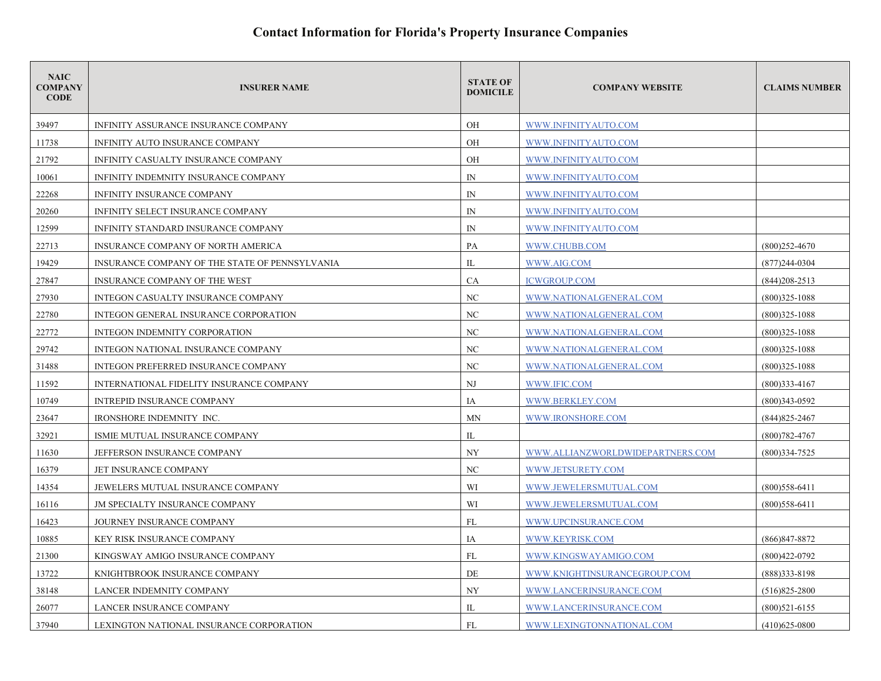# Contact Information for Florida's Property Insurance Companies

| NAIC COMPANY CODE | INSURER NAME | STATE OF DOMICILE | COMPANY WEBSITE | CLAIMS NUMBER |
|---|---|---|---|---|
| 39497 | INFINITY ASSURANCE INSURANCE COMPANY | OH | WWW.INFINITYAUTO.COM | |
| 11738 | INFINITY AUTO INSURANCE COMPANY | OH | WWW.INFINITYAUTO.COM | |
| 21792 | INFINITY CASUALTY INSURANCE COMPANY | OH | WWW.INFINITYAUTO.COM | |
| 10061 | INFINITY INDEMNITY INSURANCE COMPANY | IN | WWW.INFINITYAUTO.COM | |
| 22268 | INFINITY INSURANCE COMPANY | IN | WWW.INFINITYAUTO.COM | |
| 20260 | INFINITY SELECT INSURANCE COMPANY | IN | WWW.INFINITYAUTO.COM | |
| 12599 | INFINITY STANDARD INSURANCE COMPANY | IN | WWW.INFINITYAUTO.COM | |
| 22713 | INSURANCE COMPANY OF NORTH AMERICA | PA | WWW.CHUBB.COM | (800)252-4670 |
| 19429 | INSURANCE COMPANY OF THE STATE OF PENNSYLVANIA | IL | WWW.AIG.COM | (877)244-0304 |
| 27847 | INSURANCE COMPANY OF THE WEST | CA | ICWGROUP.COM | (844)208-2513 |
| 27930 | INTEGON CASUALTY INSURANCE COMPANY | NC | WWW.NATIONALGENERAL.COM | (800)325-1088 |
| 22780 | INTEGON GENERAL INSURANCE CORPORATION | NC | WWW.NATIONALGENERAL.COM | (800)325-1088 |
| 22772 | INTEGON INDEMNITY CORPORATION | NC | WWW.NATIONALGENERAL.COM | (800)325-1088 |
| 29742 | INTEGON NATIONAL INSURANCE COMPANY | NC | WWW.NATIONALGENERAL.COM | (800)325-1088 |
| 31488 | INTEGON PREFERRED INSURANCE COMPANY | NC | WWW.NATIONALGENERAL.COM | (800)325-1088 |
| 11592 | INTERNATIONAL FIDELITY INSURANCE COMPANY | NJ | WWW.IFIC.COM | (800)333-4167 |
| 10749 | INTREPID INSURANCE COMPANY | IA | WWW.BERKLEY.COM | (800)343-0592 |
| 23647 | IRONSHORE INDEMNITY INC. | MN | WWW.IRONSHORE.COM | (844)825-2467 |
| 32921 | ISMIE MUTUAL INSURANCE COMPANY | IL | | (800)782-4767 |
| 11630 | JEFFERSON INSURANCE COMPANY | NY | WWW.ALLIANZWORLDWIDEPARTNERS.COM | (800)334-7525 |
| 16379 | JET INSURANCE COMPANY | NC | WWW.JETSURETY.COM | |
| 14354 | JEWELERS MUTUAL INSURANCE COMPANY | WI | WWW.JEWELERSMUTUAL.COM | (800)558-6411 |
| 16116 | JM SPECIALTY INSURANCE COMPANY | WI | WWW.JEWELERSMUTUAL.COM | (800)558-6411 |
| 16423 | JOURNEY INSURANCE COMPANY | FL | WWW.UPCINSURANCE.COM | |
| 10885 | KEY RISK INSURANCE COMPANY | IA | WWW.KEYRISK.COM | (866)847-8872 |
| 21300 | KINGSWAY AMIGO INSURANCE COMPANY | FL | WWW.KINGSWAYAMIGO.COM | (800)422-0792 |
| 13722 | KNIGHTBROOK INSURANCE COMPANY | DE | WWW.KNIGHTINSURANCEGROUP.COM | (888)333-8198 |
| 38148 | LANCER INDEMNITY COMPANY | NY | WWW.LANCERINSURANCE.COM | (516)825-2800 |
| 26077 | LANCER INSURANCE COMPANY | IL | WWW.LANCERINSURANCE.COM | (800)521-6155 |
| 37940 | LEXINGTON NATIONAL INSURANCE CORPORATION | FL | WWW.LEXINGTONNATIONAL.COM | (410)625-0800 |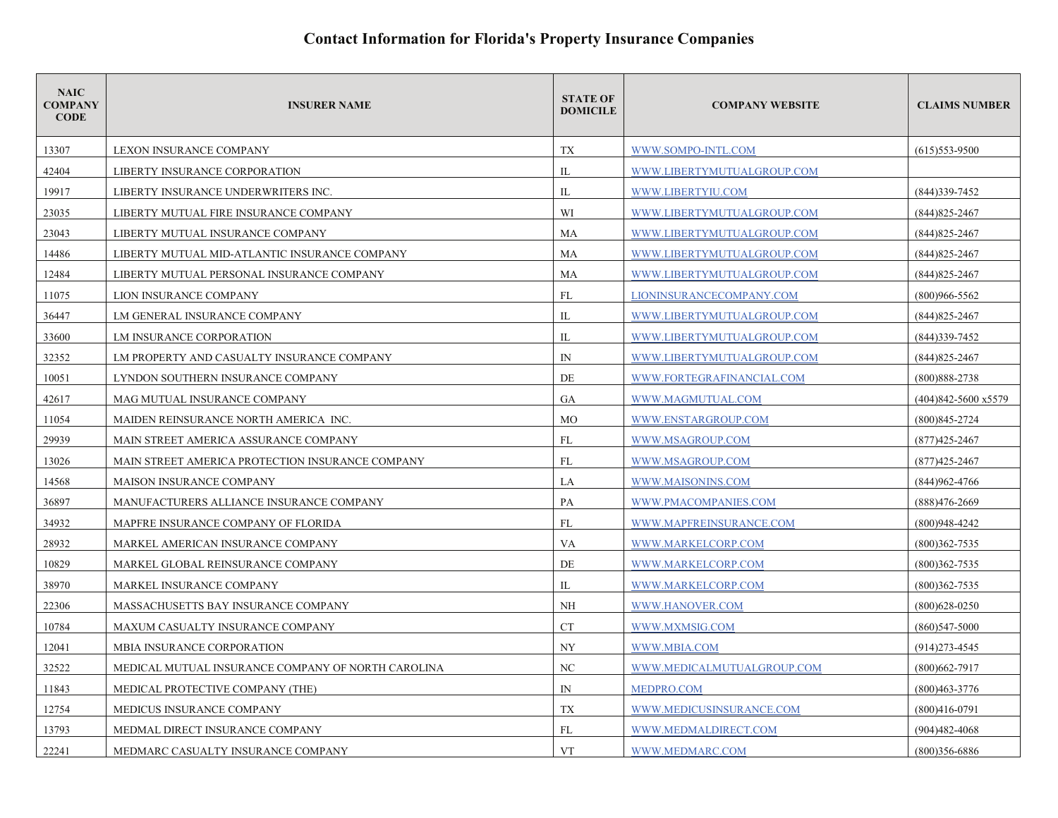# Contact Information for Florida's Property Insurance Companies

| NAIC COMPANY CODE | INSURER NAME | STATE OF DOMICILE | COMPANY WEBSITE | CLAIMS NUMBER |
|---|---|---|---|---|
| 13307 | LEXON INSURANCE COMPANY | TX | WWW.SOMPO-INTL.COM | (615)553-9500 |
| 42404 | LIBERTY INSURANCE CORPORATION | IL | WWW.LIBERTYMUTUALGROUP.COM | |
| 19917 | LIBERTY INSURANCE UNDERWRITERS INC. | IL | WWW.LIBERTYIU.COM | (844)339-7452 |
| 23035 | LIBERTY MUTUAL FIRE INSURANCE COMPANY | WI | WWW.LIBERTYMUTUALGROUP.COM | (844)825-2467 |
| 23043 | LIBERTY MUTUAL INSURANCE COMPANY | MA | WWW.LIBERTYMUTUALGROUP.COM | (844)825-2467 |
| 14486 | LIBERTY MUTUAL MID-ATLANTIC INSURANCE COMPANY | MA | WWW.LIBERTYMUTUALGROUP.COM | (844)825-2467 |
| 12484 | LIBERTY MUTUAL PERSONAL INSURANCE COMPANY | MA | WWW.LIBERTYMUTUALGROUP.COM | (844)825-2467 |
| 11075 | LION INSURANCE COMPANY | FL | LIONINSURANCECOMPANY.COM | (800)966-5562 |
| 36447 | LM GENERAL INSURANCE COMPANY | IL | WWW.LIBERTYMUTUALGROUP.COM | (844)825-2467 |
| 33600 | LM INSURANCE CORPORATION | IL | WWW.LIBERTYMUTUALGROUP.COM | (844)339-7452 |
| 32352 | LM PROPERTY AND CASUALTY INSURANCE COMPANY | IN | WWW.LIBERTYMUTUALGROUP.COM | (844)825-2467 |
| 10051 | LYNDON SOUTHERN INSURANCE COMPANY | DE | WWW.FORTEGRAFINANCIAL.COM | (800)888-2738 |
| 42617 | MAG MUTUAL INSURANCE COMPANY | GA | WWW.MAGMUTUAL.COM | (404)842-5600 x5579 |
| 11054 | MAIDEN REINSURANCE NORTH AMERICA INC. | MO | WWW.ENSTARGROUP.COM | (800)845-2724 |
| 29939 | MAIN STREET AMERICA ASSURANCE COMPANY | FL | WWW.MSAGROUP.COM | (877)425-2467 |
| 13026 | MAIN STREET AMERICA PROTECTION INSURANCE COMPANY | FL | WWW.MSAGROUP.COM | (877)425-2467 |
| 14568 | MAISON INSURANCE COMPANY | LA | WWW.MAISONINS.COM | (844)962-4766 |
| 36897 | MANUFACTURERS ALLIANCE INSURANCE COMPANY | PA | WWW.PMACOMPANIES.COM | (888)476-2669 |
| 34932 | MAPFRE INSURANCE COMPANY OF FLORIDA | FL | WWW.MAPFREINSURANCE.COM | (800)948-4242 |
| 28932 | MARKEL AMERICAN INSURANCE COMPANY | VA | WWW.MARKELCORP.COM | (800)362-7535 |
| 10829 | MARKEL GLOBAL REINSURANCE COMPANY | DE | WWW.MARKELCORP.COM | (800)362-7535 |
| 38970 | MARKEL INSURANCE COMPANY | IL | WWW.MARKELCORP.COM | (800)362-7535 |
| 22306 | MASSACHUSETTS BAY INSURANCE COMPANY | NH | WWW.HANOVER.COM | (800)628-0250 |
| 10784 | MAXUM CASUALTY INSURANCE COMPANY | CT | WWW.MXMSIG.COM | (860)547-5000 |
| 12041 | MBIA INSURANCE CORPORATION | NY | WWW.MBIA.COM | (914)273-4545 |
| 32522 | MEDICAL MUTUAL INSURANCE COMPANY OF NORTH CAROLINA | NC | WWW.MEDICALMUTUALGROUP.COM | (800)662-7917 |
| 11843 | MEDICAL PROTECTIVE COMPANY (THE) | IN | MEDPRO.COM | (800)463-3776 |
| 12754 | MEDICUS INSURANCE COMPANY | TX | WWW.MEDICUSINSURANCE.COM | (800)416-0791 |
| 13793 | MEDMAL DIRECT INSURANCE COMPANY | FL | WWW.MEDMALDIRECT.COM | (904)482-4068 |
| 22241 | MEDMARC CASUALTY INSURANCE COMPANY | VT | WWW.MEDMARC.COM | (800)356-6886 |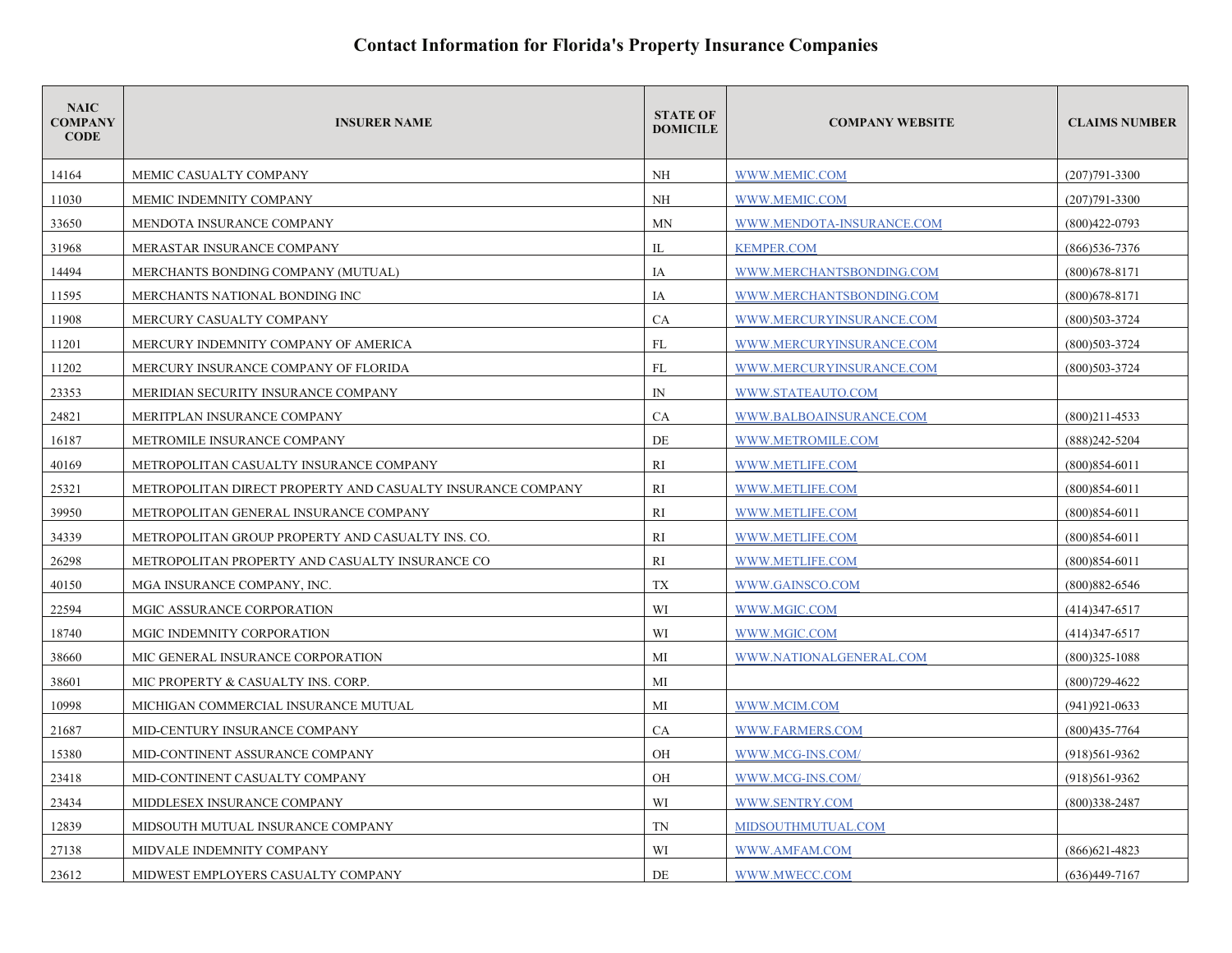# Contact Information for Florida's Property Insurance Companies

| NAIC COMPANY CODE | INSURER NAME | STATE OF DOMICILE | COMPANY WEBSITE | CLAIMS NUMBER |
|---|---|---|---|---|
| 14164 | MEMIC CASUALTY COMPANY | NH | WWW.MEMIC.COM | (207)791-3300 |
| 11030 | MEMIC INDEMNITY COMPANY | NH | WWW.MEMIC.COM | (207)791-3300 |
| 33650 | MENDOTA INSURANCE COMPANY | MN | WWW.MENDOTA-INSURANCE.COM | (800)422-0793 |
| 31968 | MERASTAR INSURANCE COMPANY | IL | KEMPER.COM | (866)536-7376 |
| 14494 | MERCHANTS BONDING COMPANY (MUTUAL) | IA | WWW.MERCHANTSBONDING.COM | (800)678-8171 |
| 11595 | MERCHANTS NATIONAL BONDING INC | IA | WWW.MERCHANTSBONDING.COM | (800)678-8171 |
| 11908 | MERCURY CASUALTY COMPANY | CA | WWW.MERCURYINSURANCE.COM | (800)503-3724 |
| 11201 | MERCURY INDEMNITY COMPANY OF AMERICA | FL | WWW.MERCURYINSURANCE.COM | (800)503-3724 |
| 11202 | MERCURY INSURANCE COMPANY OF FLORIDA | FL | WWW.MERCURYINSURANCE.COM | (800)503-3724 |
| 23353 | MERIDIAN SECURITY INSURANCE COMPANY | IN | WWW.STATEAUTO.COM | |
| 24821 | MERITPLAN INSURANCE COMPANY | CA | WWW.BALBOAINSURANCE.COM | (800)211-4533 |
| 16187 | METROMILE INSURANCE COMPANY | DE | WWW.METROMILE.COM | (888)242-5204 |
| 40169 | METROPOLITAN CASUALTY INSURANCE COMPANY | RI | WWW.METLIFE.COM | (800)854-6011 |
| 25321 | METROPOLITAN DIRECT PROPERTY AND CASUALTY INSURANCE COMPANY | RI | WWW.METLIFE.COM | (800)854-6011 |
| 39950 | METROPOLITAN GENERAL INSURANCE COMPANY | RI | WWW.METLIFE.COM | (800)854-6011 |
| 34339 | METROPOLITAN GROUP PROPERTY AND CASUALTY INS. CO. | RI | WWW.METLIFE.COM | (800)854-6011 |
| 26298 | METROPOLITAN PROPERTY AND CASUALTY INSURANCE CO | RI | WWW.METLIFE.COM | (800)854-6011 |
| 40150 | MGA INSURANCE COMPANY, INC. | TX | WWW.GAINSCO.COM | (800)882-6546 |
| 22594 | MGIC ASSURANCE CORPORATION | WI | WWW.MGIC.COM | (414)347-6517 |
| 18740 | MGIC INDEMNITY CORPORATION | WI | WWW.MGIC.COM | (414)347-6517 |
| 38660 | MIC GENERAL INSURANCE CORPORATION | MI | WWW.NATIONALGENERAL.COM | (800)325-1088 |
| 38601 | MIC PROPERTY & CASUALTY INS. CORP. | MI | | (800)729-4622 |
| 10998 | MICHIGAN COMMERCIAL INSURANCE MUTUAL | MI | WWW.MCIM.COM | (941)921-0633 |
| 21687 | MID-CENTURY INSURANCE COMPANY | CA | WWW.FARMERS.COM | (800)435-7764 |
| 15380 | MID-CONTINENT ASSURANCE COMPANY | OH | WWW.MCG-INS.COM/ | (918)561-9362 |
| 23418 | MID-CONTINENT CASUALTY COMPANY | OH | WWW.MCG-INS.COM/ | (918)561-9362 |
| 23434 | MIDDLESEX INSURANCE COMPANY | WI | WWW.SENTRY.COM | (800)338-2487 |
| 12839 | MIDSOUTH MUTUAL INSURANCE COMPANY | TN | MIDSOUTHMUTUAL.COM | |
| 27138 | MIDVALE INDEMNITY COMPANY | WI | WWW.AMFAM.COM | (866)621-4823 |
| 23612 | MIDWEST EMPLOYERS CASUALTY COMPANY | DE | WWW.MWECC.COM | (636)449-7167 |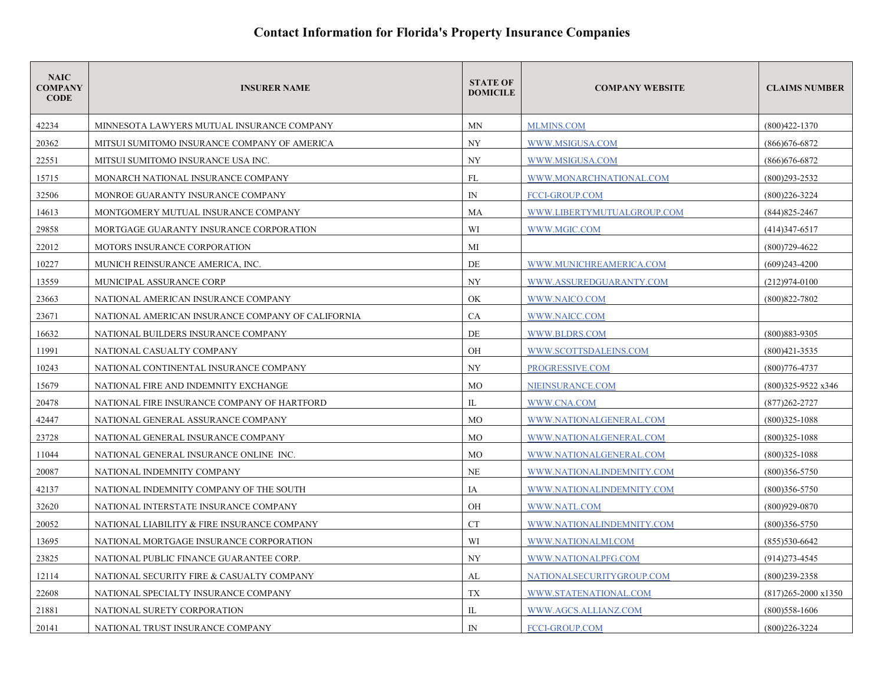# Contact Information for Florida's Property Insurance Companies

| NAIC COMPANY CODE | INSURER NAME | STATE OF DOMICILE | COMPANY WEBSITE | CLAIMS NUMBER |
|---|---|---|---|---|
| 42234 | MINNESOTA LAWYERS MUTUAL INSURANCE COMPANY | MN | MLMINS.COM | (800)422-1370 |
| 20362 | MITSUI SUMITOMO INSURANCE COMPANY OF AMERICA | NY | WWW.MSIGUSA.COM | (866)676-6872 |
| 22551 | MITSUI SUMITOMO INSURANCE USA INC. | NY | WWW.MSIGUSA.COM | (866)676-6872 |
| 15715 | MONARCH NATIONAL INSURANCE COMPANY | FL | WWW.MONARCHNATIONAL.COM | (800)293-2532 |
| 32506 | MONROE GUARANTY INSURANCE COMPANY | IN | FCCI-GROUP.COM | (800)226-3224 |
| 14613 | MONTGOMERY MUTUAL INSURANCE COMPANY | MA | WWW.LIBERTYMUTUALGROUP.COM | (844)825-2467 |
| 29858 | MORTGAGE GUARANTY INSURANCE CORPORATION | WI | WWW.MGIC.COM | (414)347-6517 |
| 22012 | MOTORS INSURANCE CORPORATION | MI | | (800)729-4622 |
| 10227 | MUNICH REINSURANCE AMERICA, INC. | DE | WWW.MUNICHREAMERICA.COM | (609)243-4200 |
| 13559 | MUNICIPAL ASSURANCE CORP | NY | WWW.ASSUREDGUARANTY.COM | (212)974-0100 |
| 23663 | NATIONAL AMERICAN INSURANCE COMPANY | OK | WWW.NAICO.COM | (800)822-7802 |
| 23671 | NATIONAL AMERICAN INSURANCE COMPANY OF CALIFORNIA | CA | WWW.NAICC.COM | |
| 16632 | NATIONAL BUILDERS INSURANCE COMPANY | DE | WWW.BLDRS.COM | (800)883-9305 |
| 11991 | NATIONAL CASUALTY COMPANY | OH | WWW.SCOTTSDALEINS.COM | (800)421-3535 |
| 10243 | NATIONAL CONTINENTAL INSURANCE COMPANY | NY | PROGRESSIVE.COM | (800)776-4737 |
| 15679 | NATIONAL FIRE AND INDEMNITY EXCHANGE | MO | NIEINSURANCE.COM | (800)325-9522 x346 |
| 20478 | NATIONAL FIRE INSURANCE COMPANY OF HARTFORD | IL | WWW.CNA.COM | (877)262-2727 |
| 42447 | NATIONAL GENERAL ASSURANCE COMPANY | MO | WWW.NATIONALGENERAL.COM | (800)325-1088 |
| 23728 | NATIONAL GENERAL INSURANCE COMPANY | MO | WWW.NATIONALGENERAL.COM | (800)325-1088 |
| 11044 | NATIONAL GENERAL INSURANCE ONLINE INC. | MO | WWW.NATIONALGENERAL.COM | (800)325-1088 |
| 20087 | NATIONAL INDEMNITY COMPANY | NE | WWW.NATIONALINDEMNITY.COM | (800)356-5750 |
| 42137 | NATIONAL INDEMNITY COMPANY OF THE SOUTH | IA | WWW.NATIONALINDEMNITY.COM | (800)356-5750 |
| 32620 | NATIONAL INTERSTATE INSURANCE COMPANY | OH | WWW.NATL.COM | (800)929-0870 |
| 20052 | NATIONAL LIABILITY & FIRE INSURANCE COMPANY | CT | WWW.NATIONALINDEMNITY.COM | (800)356-5750 |
| 13695 | NATIONAL MORTGAGE INSURANCE CORPORATION | WI | WWW.NATIONALMI.COM | (855)530-6642 |
| 23825 | NATIONAL PUBLIC FINANCE GUARANTEE CORP. | NY | WWW.NATIONALPFG.COM | (914)273-4545 |
| 12114 | NATIONAL SECURITY FIRE & CASUALTY COMPANY | AL | NATIONALSECURITYGROUP.COM | (800)239-2358 |
| 22608 | NATIONAL SPECIALTY INSURANCE COMPANY | TX | WWW.STATENATIONAL.COM | (817)265-2000 x1350 |
| 21881 | NATIONAL SURETY CORPORATION | IL | WWW.AGCS.ALLIANZ.COM | (800)558-1606 |
| 20141 | NATIONAL TRUST INSURANCE COMPANY | IN | FCCI-GROUP.COM | (800)226-3224 |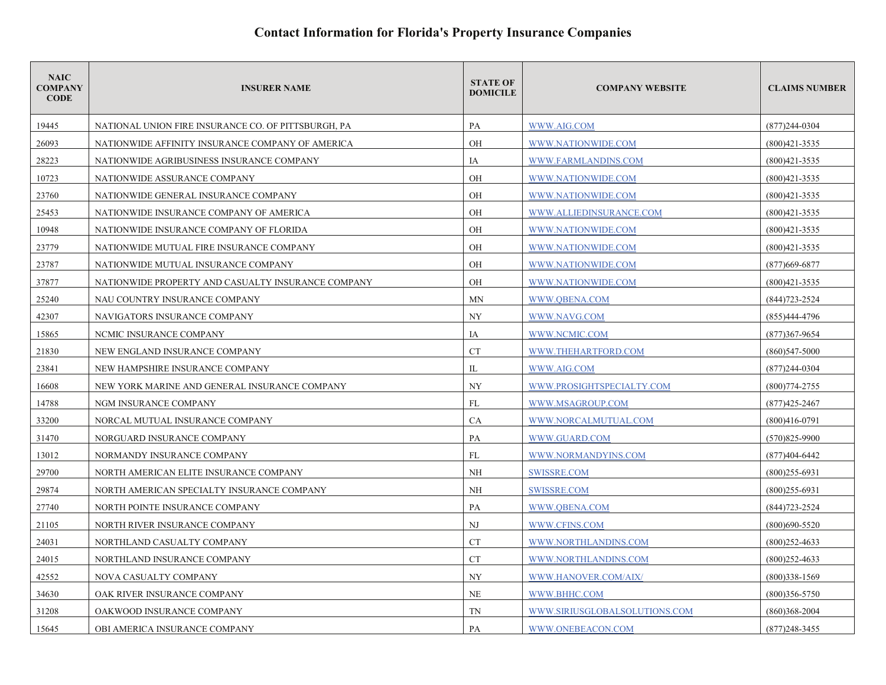# Contact Information for Florida's Property Insurance Companies

| NAIC COMPANY CODE | INSURER NAME | STATE OF DOMICILE | COMPANY WEBSITE | CLAIMS NUMBER |
|---|---|---|---|---|
| 19445 | NATIONAL UNION FIRE INSURANCE CO. OF PITTSBURGH, PA | PA | WWW.AIG.COM | (877)244-0304 |
| 26093 | NATIONWIDE AFFINITY INSURANCE COMPANY OF AMERICA | OH | WWW.NATIONWIDE.COM | (800)421-3535 |
| 28223 | NATIONWIDE AGRIBUSINESS INSURANCE COMPANY | IA | WWW.FARMLANDINS.COM | (800)421-3535 |
| 10723 | NATIONWIDE ASSURANCE COMPANY | OH | WWW.NATIONWIDE.COM | (800)421-3535 |
| 23760 | NATIONWIDE GENERAL INSURANCE COMPANY | OH | WWW.NATIONWIDE.COM | (800)421-3535 |
| 25453 | NATIONWIDE INSURANCE COMPANY OF AMERICA | OH | WWW.ALLIEDINSURANCE.COM | (800)421-3535 |
| 10948 | NATIONWIDE INSURANCE COMPANY OF FLORIDA | OH | WWW.NATIONWIDE.COM | (800)421-3535 |
| 23779 | NATIONWIDE MUTUAL FIRE INSURANCE COMPANY | OH | WWW.NATIONWIDE.COM | (800)421-3535 |
| 23787 | NATIONWIDE MUTUAL INSURANCE COMPANY | OH | WWW.NATIONWIDE.COM | (877)669-6877 |
| 37877 | NATIONWIDE PROPERTY AND CASUALTY INSURANCE COMPANY | OH | WWW.NATIONWIDE.COM | (800)421-3535 |
| 25240 | NAU COUNTRY INSURANCE COMPANY | MN | WWW.QBENA.COM | (844)723-2524 |
| 42307 | NAVIGATORS INSURANCE COMPANY | NY | WWW.NAVG.COM | (855)444-4796 |
| 15865 | NCMIC INSURANCE COMPANY | IA | WWW.NCMIC.COM | (877)367-9654 |
| 21830 | NEW ENGLAND INSURANCE COMPANY | CT | WWW.THEHARTFORD.COM | (860)547-5000 |
| 23841 | NEW HAMPSHIRE INSURANCE COMPANY | IL | WWW.AIG.COM | (877)244-0304 |
| 16608 | NEW YORK MARINE AND GENERAL INSURANCE COMPANY | NY | WWW.PROSIGHTSPECIALTY.COM | (800)774-2755 |
| 14788 | NGM INSURANCE COMPANY | FL | WWW.MSAGROUP.COM | (877)425-2467 |
| 33200 | NORCAL MUTUAL INSURANCE COMPANY | CA | WWW.NORCALMUTUAL.COM | (800)416-0791 |
| 31470 | NORGUARD INSURANCE COMPANY | PA | WWW.GUARD.COM | (570)825-9900 |
| 13012 | NORMANDY INSURANCE COMPANY | FL | WWW.NORMANDYINS.COM | (877)404-6442 |
| 29700 | NORTH AMERICAN ELITE INSURANCE COMPANY | NH | SWISSRE.COM | (800)255-6931 |
| 29874 | NORTH AMERICAN SPECIALTY INSURANCE COMPANY | NH | SWISSRE.COM | (800)255-6931 |
| 27740 | NORTH POINTE INSURANCE COMPANY | PA | WWW.QBENA.COM | (844)723-2524 |
| 21105 | NORTH RIVER INSURANCE COMPANY | NJ | WWW.CFINS.COM | (800)690-5520 |
| 24031 | NORTHLAND CASUALTY COMPANY | CT | WWW.NORTHLANDINS.COM | (800)252-4633 |
| 24015 | NORTHLAND INSURANCE COMPANY | CT | WWW.NORTHLANDINS.COM | (800)252-4633 |
| 42552 | NOVA CASUALTY COMPANY | NY | WWW.HANOVER.COM/AIX/ | (800)338-1569 |
| 34630 | OAK RIVER INSURANCE COMPANY | NE | WWW.BHHC.COM | (800)356-5750 |
| 31208 | OAKWOOD INSURANCE COMPANY | TN | WWW.SIRIUSGLOBALSOLUTIONS.COM | (860)368-2004 |
| 15645 | OBI AMERICA INSURANCE COMPANY | PA | WWW.ONEBEACON.COM | (877)248-3455 |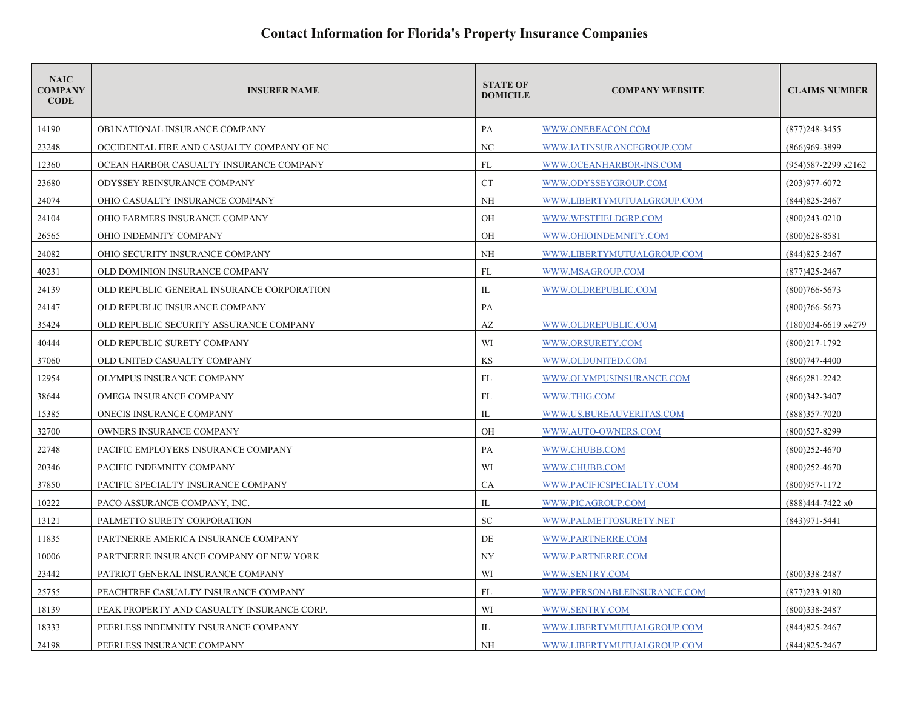# Contact Information for Florida's Property Insurance Companies

| NAIC COMPANY CODE | INSURER NAME | STATE OF DOMICILE | COMPANY WEBSITE | CLAIMS NUMBER |
|---|---|---|---|---|
| 14190 | OBI NATIONAL INSURANCE COMPANY | PA | WWW.ONEBEACON.COM | (877)248-3455 |
| 23248 | OCCIDENTAL FIRE AND CASUALTY COMPANY OF NC | NC | WWW.IATINSURANCEGROUP.COM | (866)969-3899 |
| 12360 | OCEAN HARBOR CASUALTY INSURANCE COMPANY | FL | WWW.OCEANHARBOR-INS.COM | (954)587-2299 x2162 |
| 23680 | ODYSSEY REINSURANCE COMPANY | CT | WWW.ODYSSEYGROUP.COM | (203)977-6072 |
| 24074 | OHIO CASUALTY INSURANCE COMPANY | NH | WWW.LIBERTYMUTUALGROUP.COM | (844)825-2467 |
| 24104 | OHIO FARMERS INSURANCE COMPANY | OH | WWW.WESTFIELDGRP.COM | (800)243-0210 |
| 26565 | OHIO INDEMNITY COMPANY | OH | WWW.OHIOINDEMNITY.COM | (800)628-8581 |
| 24082 | OHIO SECURITY INSURANCE COMPANY | NH | WWW.LIBERTYMUTUALGROUP.COM | (844)825-2467 |
| 40231 | OLD DOMINION INSURANCE COMPANY | FL | WWW.MSAGROUP.COM | (877)425-2467 |
| 24139 | OLD REPUBLIC GENERAL INSURANCE CORPORATION | IL | WWW.OLDREPUBLIC.COM | (800)766-5673 |
| 24147 | OLD REPUBLIC INSURANCE COMPANY | PA | | (800)766-5673 |
| 35424 | OLD REPUBLIC SECURITY ASSURANCE COMPANY | AZ | WWW.OLDREPUBLIC.COM | (180)034-6619 x4279 |
| 40444 | OLD REPUBLIC SURETY COMPANY | WI | WWW.ORSURETY.COM | (800)217-1792 |
| 37060 | OLD UNITED CASUALTY COMPANY | KS | WWW.OLDUNITED.COM | (800)747-4400 |
| 12954 | OLYMPUS INSURANCE COMPANY | FL | WWW.OLYMPUSINSURANCE.COM | (866)281-2242 |
| 38644 | OMEGA INSURANCE COMPANY | FL | WWW.THIG.COM | (800)342-3407 |
| 15385 | ONECIS INSURANCE COMPANY | IL | WWW.US.BUREAUVERITAS.COM | (888)357-7020 |
| 32700 | OWNERS INSURANCE COMPANY | OH | WWW.AUTO-OWNERS.COM | (800)527-8299 |
| 22748 | PACIFIC EMPLOYERS INSURANCE COMPANY | PA | WWW.CHUBB.COM | (800)252-4670 |
| 20346 | PACIFIC INDEMNITY COMPANY | WI | WWW.CHUBB.COM | (800)252-4670 |
| 37850 | PACIFIC SPECIALTY INSURANCE COMPANY | CA | WWW.PACIFICSPECIALTY.COM | (800)957-1172 |
| 10222 | PACO ASSURANCE COMPANY, INC. | IL | WWW.PICAGROUP.COM | (888)444-7422 x0 |
| 13121 | PALMETTO SURETY CORPORATION | SC | WWW.PALMETTOSURETY.NET | (843)971-5441 |
| 11835 | PARTNERRE AMERICA INSURANCE COMPANY | DE | WWW.PARTNERRE.COM | |
| 10006 | PARTNERRE INSURANCE COMPANY OF NEW YORK | NY | WWW.PARTNERRE.COM | |
| 23442 | PATRIOT GENERAL INSURANCE COMPANY | WI | WWW.SENTRY.COM | (800)338-2487 |
| 25755 | PEACHTREE CASUALTY INSURANCE COMPANY | FL | WWW.PERSONABLEINSURANCE.COM | (877)233-9180 |
| 18139 | PEAK PROPERTY AND CASUALTY INSURANCE CORP. | WI | WWW.SENTRY.COM | (800)338-2487 |
| 18333 | PEERLESS INDEMNITY INSURANCE COMPANY | IL | WWW.LIBERTYMUTUALGROUP.COM | (844)825-2467 |
| 24198 | PEERLESS INSURANCE COMPANY | NH | WWW.LIBERTYMUTUALGROUP.COM | (844)825-2467 |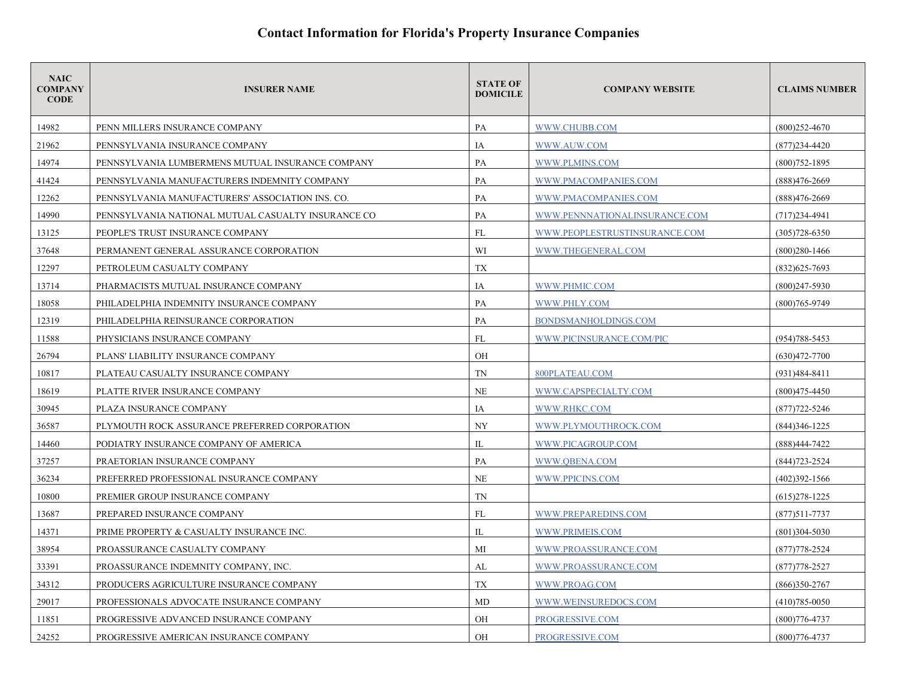# Contact Information for Florida's Property Insurance Companies

| NAIC COMPANY CODE | INSURER NAME | STATE OF DOMICILE | COMPANY WEBSITE | CLAIMS NUMBER |
|---|---|---|---|---|
| 14982 | PENN MILLERS INSURANCE COMPANY | PA | WWW.CHUBB.COM | (800)252-4670 |
| 21962 | PENNSYLVANIA INSURANCE COMPANY | IA | WWW.AUW.COM | (877)234-4420 |
| 14974 | PENNSYLVANIA LUMBERMENS MUTUAL INSURANCE COMPANY | PA | WWW.PLMINS.COM | (800)752-1895 |
| 41424 | PENNSYLVANIA MANUFACTURERS INDEMNITY COMPANY | PA | WWW.PMACOMPANIES.COM | (888)476-2669 |
| 12262 | PENNSYLVANIA MANUFACTURERS' ASSOCIATION INS. CO. | PA | WWW.PMACOMPANIES.COM | (888)476-2669 |
| 14990 | PENNSYLVANIA NATIONAL MUTUAL CASUALTY INSURANCE CO | PA | WWW.PENNNATIONALINSURANCE.COM | (717)234-4941 |
| 13125 | PEOPLE'S TRUST INSURANCE COMPANY | FL | WWW.PEOPLESTRUSTINSURANCE.COM | (305)728-6350 |
| 37648 | PERMANENT GENERAL ASSURANCE CORPORATION | WI | WWW.THEGENERAL.COM | (800)280-1466 |
| 12297 | PETROLEUM CASUALTY COMPANY | TX | | (832)625-7693 |
| 13714 | PHARMACISTS MUTUAL INSURANCE COMPANY | IA | WWW.PHMIC.COM | (800)247-5930 |
| 18058 | PHILADELPHIA INDEMNITY INSURANCE COMPANY | PA | WWW.PHLY.COM | (800)765-9749 |
| 12319 | PHILADELPHIA REINSURANCE CORPORATION | PA | BONDSMANHOLDINGS.COM | |
| 11588 | PHYSICIANS INSURANCE COMPANY | FL | WWW.PICINSURANCE.COM/PIC | (954)788-5453 |
| 26794 | PLANS' LIABILITY INSURANCE COMPANY | OH | | (630)472-7700 |
| 10817 | PLATEAU CASUALTY INSURANCE COMPANY | TN | 800PLATEAU.COM | (931)484-8411 |
| 18619 | PLATTE RIVER INSURANCE COMPANY | NE | WWW.CAPSPECIALTY.COM | (800)475-4450 |
| 30945 | PLAZA INSURANCE COMPANY | IA | WWW.RHKC.COM | (877)722-5246 |
| 36587 | PLYMOUTH ROCK ASSURANCE PREFERRED CORPORATION | NY | WWW.PLYMOUTHROCK.COM | (844)346-1225 |
| 14460 | PODIATRY INSURANCE COMPANY OF AMERICA | IL | WWW.PICAGROUP.COM | (888)444-7422 |
| 37257 | PRAETORIAN INSURANCE COMPANY | PA | WWW.QBENA.COM | (844)723-2524 |
| 36234 | PREFERRED PROFESSIONAL INSURANCE COMPANY | NE | WWW.PPICINS.COM | (402)392-1566 |
| 10800 | PREMIER GROUP INSURANCE COMPANY | TN | | (615)278-1225 |
| 13687 | PREPARED INSURANCE COMPANY | FL | WWW.PREPAREDINS.COM | (877)511-7737 |
| 14371 | PRIME PROPERTY & CASUALTY INSURANCE INC. | IL | WWW.PRIMEIS.COM | (801)304-5030 |
| 38954 | PROASSURANCE CASUALTY COMPANY | MI | WWW.PROASSURANCE.COM | (877)778-2524 |
| 33391 | PROASSURANCE INDEMNITY COMPANY, INC. | AL | WWW.PROASSURANCE.COM | (877)778-2527 |
| 34312 | PRODUCERS AGRICULTURE INSURANCE COMPANY | TX | WWW.PROAG.COM | (866)350-2767 |
| 29017 | PROFESSIONALS ADVOCATE INSURANCE COMPANY | MD | WWW.WEINSUREDOCS.COM | (410)785-0050 |
| 11851 | PROGRESSIVE ADVANCED INSURANCE COMPANY | OH | PROGRESSIVE.COM | (800)776-4737 |
| 24252 | PROGRESSIVE AMERICAN INSURANCE COMPANY | OH | PROGRESSIVE.COM | (800)776-4737 |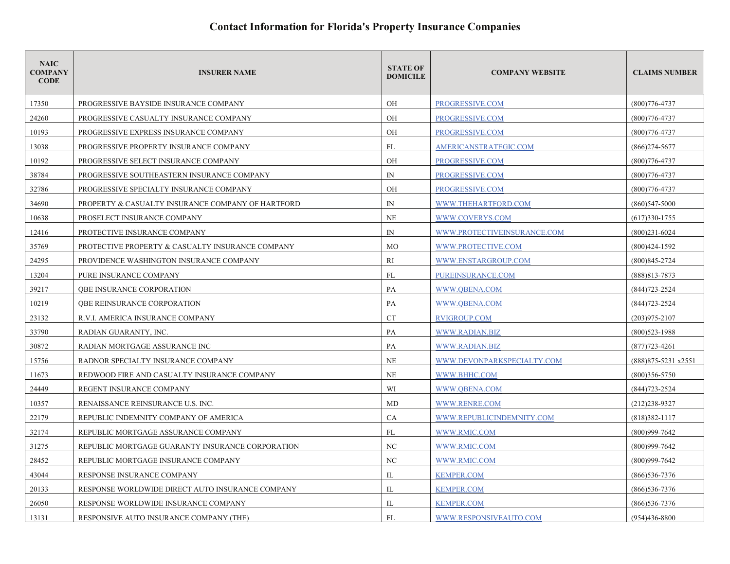# Contact Information for Florida's Property Insurance Companies

| NAIC COMPANY CODE | INSURER NAME | STATE OF DOMICILE | COMPANY WEBSITE | CLAIMS NUMBER |
|---|---|---|---|---|
| 17350 | PROGRESSIVE BAYSIDE INSURANCE COMPANY | OH | PROGRESSIVE.COM | (800)776-4737 |
| 24260 | PROGRESSIVE CASUALTY INSURANCE COMPANY | OH | PROGRESSIVE.COM | (800)776-4737 |
| 10193 | PROGRESSIVE EXPRESS INSURANCE COMPANY | OH | PROGRESSIVE.COM | (800)776-4737 |
| 13038 | PROGRESSIVE PROPERTY INSURANCE COMPANY | FL | AMERICANSTRATEGIC.COM | (866)274-5677 |
| 10192 | PROGRESSIVE SELECT INSURANCE COMPANY | OH | PROGRESSIVE.COM | (800)776-4737 |
| 38784 | PROGRESSIVE SOUTHEASTERN INSURANCE COMPANY | IN | PROGRESSIVE.COM | (800)776-4737 |
| 32786 | PROGRESSIVE SPECIALTY INSURANCE COMPANY | OH | PROGRESSIVE.COM | (800)776-4737 |
| 34690 | PROPERTY & CASUALTY INSURANCE COMPANY OF HARTFORD | IN | WWW.THEHARTFORD.COM | (860)547-5000 |
| 10638 | PROSELECT INSURANCE COMPANY | NE | WWW.COVERYS.COM | (617)330-1755 |
| 12416 | PROTECTIVE INSURANCE COMPANY | IN | WWW.PROTECTIVEINSURANCE.COM | (800)231-6024 |
| 35769 | PROTECTIVE PROPERTY & CASUALTY INSURANCE COMPANY | MO | WWW.PROTECTIVE.COM | (800)424-1592 |
| 24295 | PROVIDENCE WASHINGTON INSURANCE COMPANY | RI | WWW.ENSTARGROUP.COM | (800)845-2724 |
| 13204 | PURE INSURANCE COMPANY | FL | PUREINSURANCE.COM | (888)813-7873 |
| 39217 | QBE INSURANCE CORPORATION | PA | WWW.QBENA.COM | (844)723-2524 |
| 10219 | QBE REINSURANCE CORPORATION | PA | WWW.QBENA.COM | (844)723-2524 |
| 23132 | R.V.I. AMERICA INSURANCE COMPANY | CT | RVIGROUP.COM | (203)975-2107 |
| 33790 | RADIAN GUARANTY, INC. | PA | WWW.RADIAN.BIZ | (800)523-1988 |
| 30872 | RADIAN MORTGAGE ASSURANCE INC | PA | WWW.RADIAN.BIZ | (877)723-4261 |
| 15756 | RADNOR SPECIALTY INSURANCE COMPANY | NE | WWW.DEVONPARKSPECIALTY.COM | (888)875-5231 x2551 |
| 11673 | REDWOOD FIRE AND CASUALTY INSURANCE COMPANY | NE | WWW.BHHC.COM | (800)356-5750 |
| 24449 | REGENT INSURANCE COMPANY | WI | WWW.QBENA.COM | (844)723-2524 |
| 10357 | RENAISSANCE REINSURANCE U.S. INC. | MD | WWW.RENRE.COM | (212)238-9327 |
| 22179 | REPUBLIC INDEMNITY COMPANY OF AMERICA | CA | WWW.REPUBLICINDEMNITY.COM | (818)382-1117 |
| 32174 | REPUBLIC MORTGAGE ASSURANCE COMPANY | FL | WWW.RMIC.COM | (800)999-7642 |
| 31275 | REPUBLIC MORTGAGE GUARANTY INSURANCE CORPORATION | NC | WWW.RMIC.COM | (800)999-7642 |
| 28452 | REPUBLIC MORTGAGE INSURANCE COMPANY | NC | WWW.RMIC.COM | (800)999-7642 |
| 43044 | RESPONSE INSURANCE COMPANY | IL | KEMPER.COM | (866)536-7376 |
| 20133 | RESPONSE WORLDWIDE DIRECT AUTO INSURANCE COMPANY | IL | KEMPER.COM | (866)536-7376 |
| 26050 | RESPONSE WORLDWIDE INSURANCE COMPANY | IL | KEMPER.COM | (866)536-7376 |
| 13131 | RESPONSIVE AUTO INSURANCE COMPANY (THE) | FL | WWW.RESPONSIVEAUTO.COM | (954)436-8800 |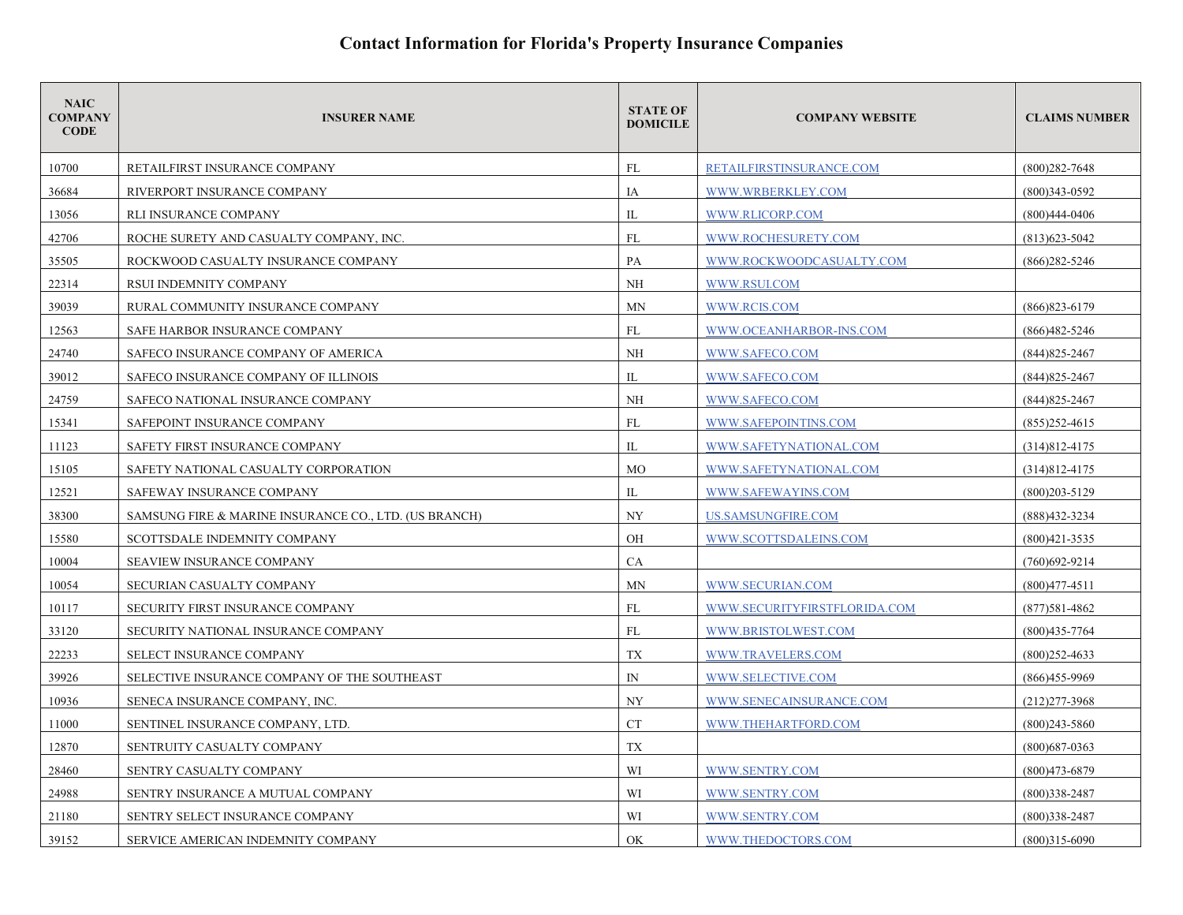# Contact Information for Florida's Property Insurance Companies

| NAIC COMPANY CODE | INSURER NAME | STATE OF DOMICILE | COMPANY WEBSITE | CLAIMS NUMBER |
|---|---|---|---|---|
| 10700 | RETAILFIRST INSURANCE COMPANY | FL | RETAILFIRSTINSURANCE.COM | (800)282-7648 |
| 36684 | RIVERPORT INSURANCE COMPANY | IA | WWW.WRBERKLEY.COM | (800)343-0592 |
| 13056 | RLI INSURANCE COMPANY | IL | WWW.RLICORP.COM | (800)444-0406 |
| 42706 | ROCHE SURETY AND CASUALTY COMPANY, INC. | FL | WWW.ROCHESURETY.COM | (813)623-5042 |
| 35505 | ROCKWOOD CASUALTY INSURANCE COMPANY | PA | WWW.ROCKWOODCASUALTY.COM | (866)282-5246 |
| 22314 | RSUI INDEMNITY COMPANY | NH | WWW.RSUI.COM | |
| 39039 | RURAL COMMUNITY INSURANCE COMPANY | MN | WWW.RCIS.COM | (866)823-6179 |
| 12563 | SAFE HARBOR INSURANCE COMPANY | FL | WWW.OCEANHARBOR-INS.COM | (866)482-5246 |
| 24740 | SAFECO INSURANCE COMPANY OF AMERICA | NH | WWW.SAFECO.COM | (844)825-2467 |
| 39012 | SAFECO INSURANCE COMPANY OF ILLINOIS | IL | WWW.SAFECO.COM | (844)825-2467 |
| 24759 | SAFECO NATIONAL INSURANCE COMPANY | NH | WWW.SAFECO.COM | (844)825-2467 |
| 15341 | SAFEPOINT INSURANCE COMPANY | FL | WWW.SAFEPOINTINS.COM | (855)252-4615 |
| 11123 | SAFETY FIRST INSURANCE COMPANY | IL | WWW.SAFETYNATIONAL.COM | (314)812-4175 |
| 15105 | SAFETY NATIONAL CASUALTY CORPORATION | MO | WWW.SAFETYNATIONAL.COM | (314)812-4175 |
| 12521 | SAFEWAY INSURANCE COMPANY | IL | WWW.SAFEWAYINS.COM | (800)203-5129 |
| 38300 | SAMSUNG FIRE & MARINE INSURANCE CO., LTD. (US BRANCH) | NY | US.SAMSUNGFIRE.COM | (888)432-3234 |
| 15580 | SCOTTSDALE INDEMNITY COMPANY | OH | WWW.SCOTTSDALEINS.COM | (800)421-3535 |
| 10004 | SEAVIEW INSURANCE COMPANY | CA | | (760)692-9214 |
| 10054 | SECURIAN CASUALTY COMPANY | MN | WWW.SECURIAN.COM | (800)477-4511 |
| 10117 | SECURITY FIRST INSURANCE COMPANY | FL | WWW.SECURITYFIRSTFLORIDA.COM | (877)581-4862 |
| 33120 | SECURITY NATIONAL INSURANCE COMPANY | FL | WWW.BRISTOLWEST.COM | (800)435-7764 |
| 22233 | SELECT INSURANCE COMPANY | TX | WWW.TRAVELERS.COM | (800)252-4633 |
| 39926 | SELECTIVE INSURANCE COMPANY OF THE SOUTHEAST | IN | WWW.SELECTIVE.COM | (866)455-9969 |
| 10936 | SENECA INSURANCE COMPANY, INC. | NY | WWW.SENECAINSURANCE.COM | (212)277-3968 |
| 11000 | SENTINEL INSURANCE COMPANY, LTD. | CT | WWW.THEHARTFORD.COM | (800)243-5860 |
| 12870 | SENTRUITY CASUALTY COMPANY | TX | | (800)687-0363 |
| 28460 | SENTRY CASUALTY COMPANY | WI | WWW.SENTRY.COM | (800)473-6879 |
| 24988 | SENTRY INSURANCE A MUTUAL COMPANY | WI | WWW.SENTRY.COM | (800)338-2487 |
| 21180 | SENTRY SELECT INSURANCE COMPANY | WI | WWW.SENTRY.COM | (800)338-2487 |
| 39152 | SERVICE AMERICAN INDEMNITY COMPANY | OK | WWW.THEDOCTORS.COM | (800)315-6090 |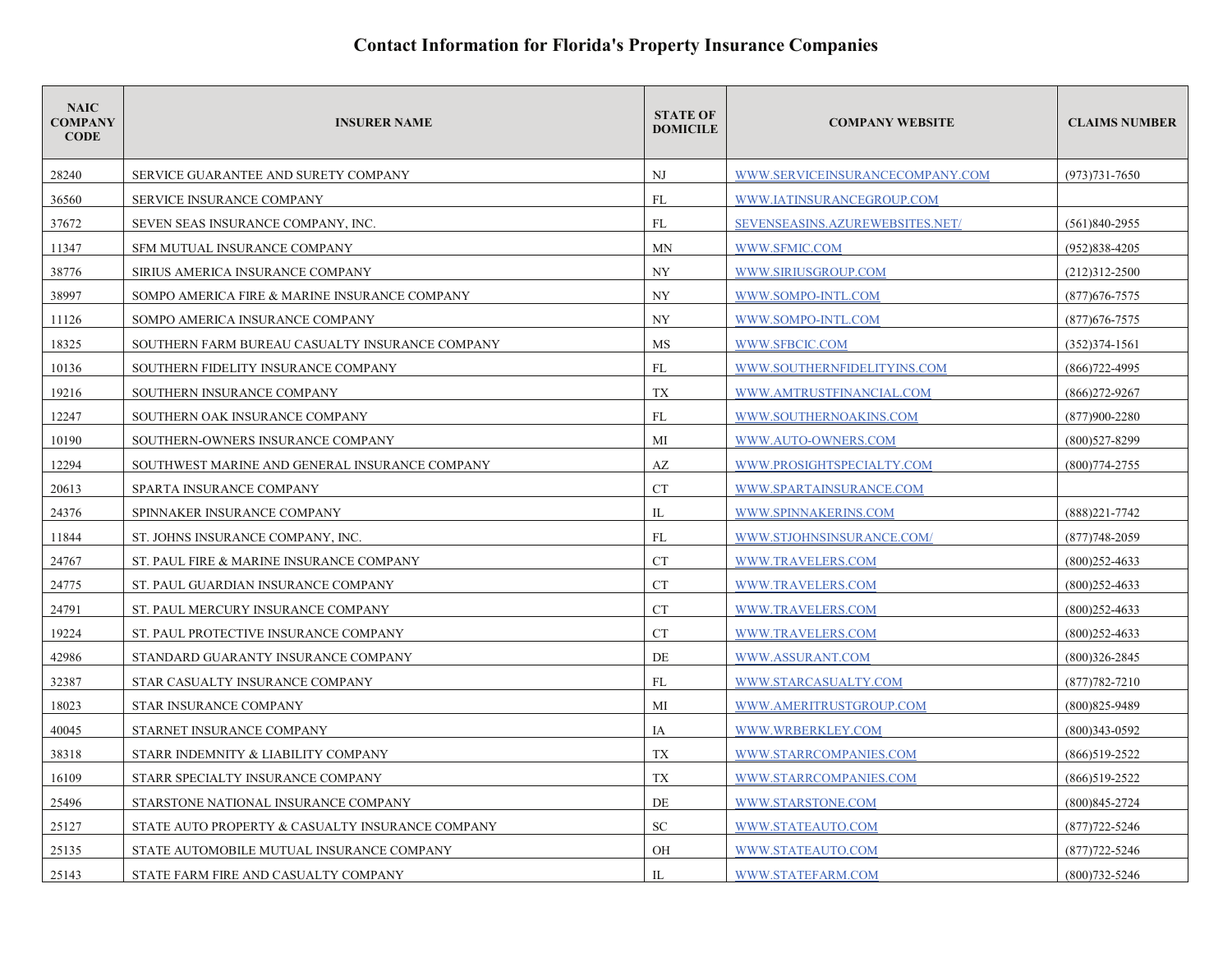# Contact Information for Florida's Property Insurance Companies

| NAIC COMPANY CODE | INSURER NAME | STATE OF DOMICILE | COMPANY WEBSITE | CLAIMS NUMBER |
|---|---|---|---|---|
| 28240 | SERVICE GUARANTEE AND SURETY COMPANY | NJ | WWW.SERVICEINSURANCECOMPANY.COM | (973)731-7650 |
| 36560 | SERVICE INSURANCE COMPANY | FL | WWW.IATINSURANCEGROUP.COM | |
| 37672 | SEVEN SEAS INSURANCE COMPANY, INC. | FL | SEVENSEASINS.AZUREWEBSITES.NET/ | (561)840-2955 |
| 11347 | SFM MUTUAL INSURANCE COMPANY | MN | WWW.SFMIC.COM | (952)838-4205 |
| 38776 | SIRIUS AMERICA INSURANCE COMPANY | NY | WWW.SIRIUSGROUP.COM | (212)312-2500 |
| 38997 | SOMPO AMERICA FIRE & MARINE INSURANCE COMPANY | NY | WWW.SOMPO-INTL.COM | (877)676-7575 |
| 11126 | SOMPO AMERICA INSURANCE COMPANY | NY | WWW.SOMPO-INTL.COM | (877)676-7575 |
| 18325 | SOUTHERN FARM BUREAU CASUALTY INSURANCE COMPANY | MS | WWW.SFBCIC.COM | (352)374-1561 |
| 10136 | SOUTHERN FIDELITY INSURANCE COMPANY | FL | WWW.SOUTHERNFIDELITYINS.COM | (866)722-4995 |
| 19216 | SOUTHERN INSURANCE COMPANY | TX | WWW.AMTRUSTFINANCIAL.COM | (866)272-9267 |
| 12247 | SOUTHERN OAK INSURANCE COMPANY | FL | WWW.SOUTHERNOAKINS.COM | (877)900-2280 |
| 10190 | SOUTHERN-OWNERS INSURANCE COMPANY | MI | WWW.AUTO-OWNERS.COM | (800)527-8299 |
| 12294 | SOUTHWEST MARINE AND GENERAL INSURANCE COMPANY | AZ | WWW.PROSIGHTSPECIALTY.COM | (800)774-2755 |
| 20613 | SPARTA INSURANCE COMPANY | CT | WWW.SPARTAINSURANCE.COM | |
| 24376 | SPINNAKER INSURANCE COMPANY | IL | WWW.SPINNAKERINS.COM | (888)221-7742 |
| 11844 | ST. JOHNS INSURANCE COMPANY, INC. | FL | WWW.STJOHNSINSURANCE.COM/ | (877)748-2059 |
| 24767 | ST. PAUL FIRE & MARINE INSURANCE COMPANY | CT | WWW.TRAVELERS.COM | (800)252-4633 |
| 24775 | ST. PAUL GUARDIAN INSURANCE COMPANY | CT | WWW.TRAVELERS.COM | (800)252-4633 |
| 24791 | ST. PAUL MERCURY INSURANCE COMPANY | CT | WWW.TRAVELERS.COM | (800)252-4633 |
| 19224 | ST. PAUL PROTECTIVE INSURANCE COMPANY | CT | WWW.TRAVELERS.COM | (800)252-4633 |
| 42986 | STANDARD GUARANTY INSURANCE COMPANY | DE | WWW.ASSURANT.COM | (800)326-2845 |
| 32387 | STAR CASUALTY INSURANCE COMPANY | FL | WWW.STARCASUALTY.COM | (877)782-7210 |
| 18023 | STAR INSURANCE COMPANY | MI | WWW.AMERITRUSTGROUP.COM | (800)825-9489 |
| 40045 | STARNET INSURANCE COMPANY | IA | WWW.WRBERKLEY.COM | (800)343-0592 |
| 38318 | STARR INDEMNITY & LIABILITY COMPANY | TX | WWW.STARRCOMPANIES.COM | (866)519-2522 |
| 16109 | STARR SPECIALTY INSURANCE COMPANY | TX | WWW.STARRCOMPANIES.COM | (866)519-2522 |
| 25496 | STARSTONE NATIONAL INSURANCE COMPANY | DE | WWW.STARSTONE.COM | (800)845-2724 |
| 25127 | STATE AUTO PROPERTY & CASUALTY INSURANCE COMPANY | SC | WWW.STATEAUTO.COM | (877)722-5246 |
| 25135 | STATE AUTOMOBILE MUTUAL INSURANCE COMPANY | OH | WWW.STATEAUTO.COM | (877)722-5246 |
| 25143 | STATE FARM FIRE AND CASUALTY COMPANY | IL | WWW.STATEFARM.COM | (800)732-5246 |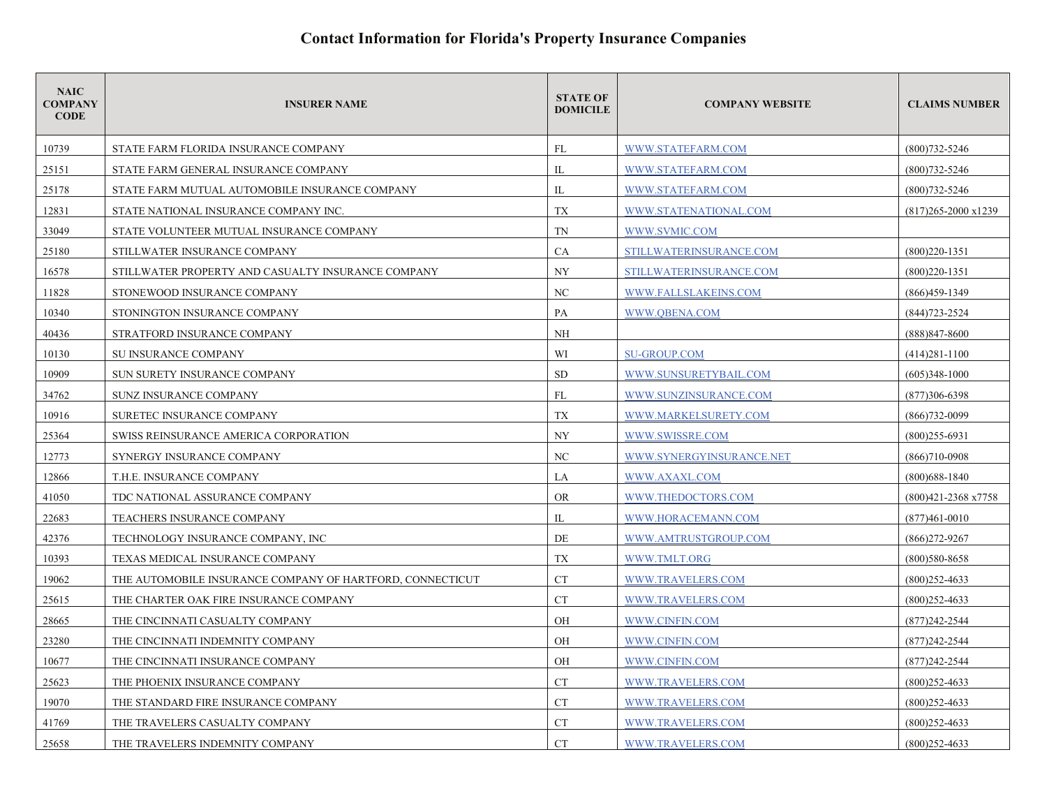# Contact Information for Florida's Property Insurance Companies

| NAIC COMPANY CODE | INSURER NAME | STATE OF DOMICILE | COMPANY WEBSITE | CLAIMS NUMBER |
|---|---|---|---|---|
| 10739 | STATE FARM FLORIDA INSURANCE COMPANY | FL | WWW.STATEFARM.COM | (800)732-5246 |
| 25151 | STATE FARM GENERAL INSURANCE COMPANY | IL | WWW.STATEFARM.COM | (800)732-5246 |
| 25178 | STATE FARM MUTUAL AUTOMOBILE INSURANCE COMPANY | IL | WWW.STATEFARM.COM | (800)732-5246 |
| 12831 | STATE NATIONAL INSURANCE COMPANY INC. | TX | WWW.STATENATIONAL.COM | (817)265-2000 x1239 |
| 33049 | STATE VOLUNTEER MUTUAL INSURANCE COMPANY | TN | WWW.SVMIC.COM | |
| 25180 | STILLWATER INSURANCE COMPANY | CA | STILLWATERINSURANCE.COM | (800)220-1351 |
| 16578 | STILLWATER PROPERTY AND CASUALTY INSURANCE COMPANY | NY | STILLWATERINSURANCE.COM | (800)220-1351 |
| 11828 | STONEWOOD INSURANCE COMPANY | NC | WWW.FALLSLAKEINS.COM | (866)459-1349 |
| 10340 | STONINGTON INSURANCE COMPANY | PA | WWW.QBENA.COM | (844)723-2524 |
| 40436 | STRATFORD INSURANCE COMPANY | NH | | (888)847-8600 |
| 10130 | SU INSURANCE COMPANY | WI | SU-GROUP.COM | (414)281-1100 |
| 10909 | SUN SURETY INSURANCE COMPANY | SD | WWW.SUNSURETYBAIL.COM | (605)348-1000 |
| 34762 | SUNZ INSURANCE COMPANY | FL | WWW.SUNZINSURANCE.COM | (877)306-6398 |
| 10916 | SURETEC INSURANCE COMPANY | TX | WWW.MARKELSURETY.COM | (866)732-0099 |
| 25364 | SWISS REINSURANCE AMERICA CORPORATION | NY | WWW.SWISSRE.COM | (800)255-6931 |
| 12773 | SYNERGY INSURANCE COMPANY | NC | WWW.SYNERGYINSURANCE.NET | (866)710-0908 |
| 12866 | T.H.E. INSURANCE COMPANY | LA | WWW.AXAXL.COM | (800)688-1840 |
| 41050 | TDC NATIONAL ASSURANCE COMPANY | OR | WWW.THEDOCTORS.COM | (800)421-2368 x7758 |
| 22683 | TEACHERS INSURANCE COMPANY | IL | WWW.HORACEMANN.COM | (877)461-0010 |
| 42376 | TECHNOLOGY INSURANCE COMPANY, INC | DE | WWW.AMTRUSTGROUP.COM | (866)272-9267 |
| 10393 | TEXAS MEDICAL INSURANCE COMPANY | TX | WWW.TMLT.ORG | (800)580-8658 |
| 19062 | THE AUTOMOBILE INSURANCE COMPANY OF HARTFORD, CONNECTICUT | CT | WWW.TRAVELERS.COM | (800)252-4633 |
| 25615 | THE CHARTER OAK FIRE INSURANCE COMPANY | CT | WWW.TRAVELERS.COM | (800)252-4633 |
| 28665 | THE CINCINNATI CASUALTY COMPANY | OH | WWW.CINFIN.COM | (877)242-2544 |
| 23280 | THE CINCINNATI INDEMNITY COMPANY | OH | WWW.CINFIN.COM | (877)242-2544 |
| 10677 | THE CINCINNATI INSURANCE COMPANY | OH | WWW.CINFIN.COM | (877)242-2544 |
| 25623 | THE PHOENIX INSURANCE COMPANY | CT | WWW.TRAVELERS.COM | (800)252-4633 |
| 19070 | THE STANDARD FIRE INSURANCE COMPANY | CT | WWW.TRAVELERS.COM | (800)252-4633 |
| 41769 | THE TRAVELERS CASUALTY COMPANY | CT | WWW.TRAVELERS.COM | (800)252-4633 |
| 25658 | THE TRAVELERS INDEMNITY COMPANY | CT | WWW.TRAVELERS.COM | (800)252-4633 |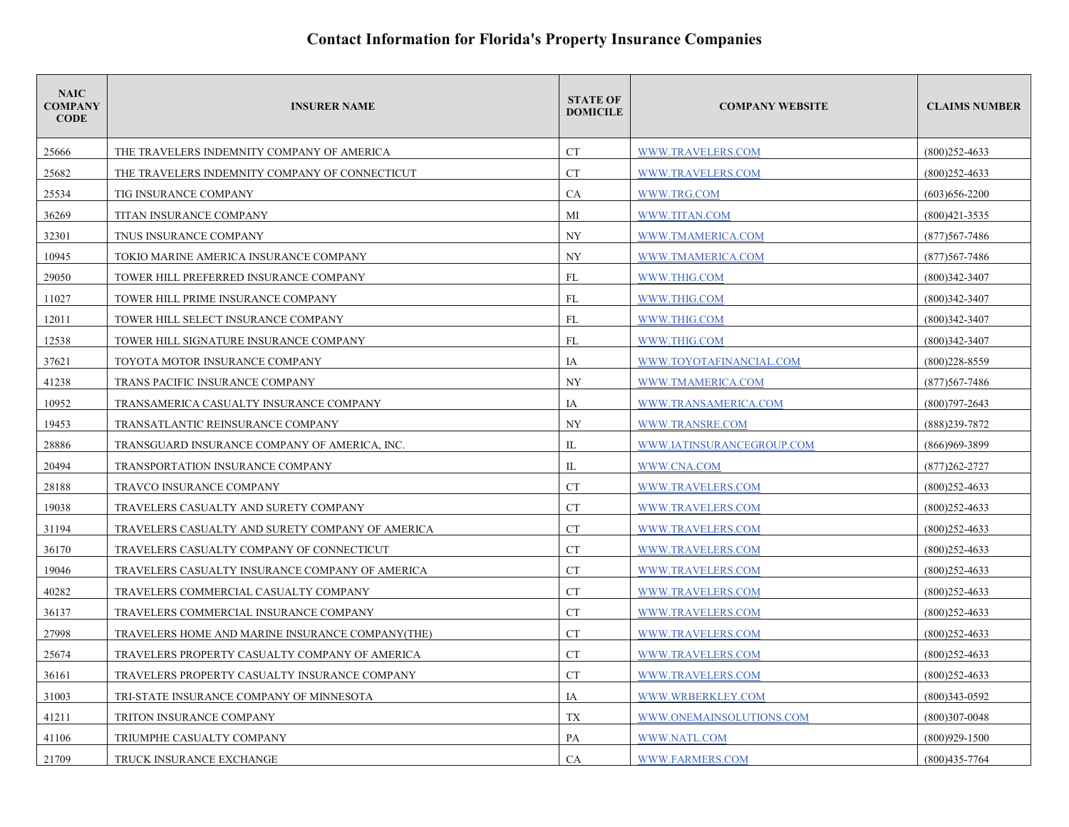# Contact Information for Florida's Property Insurance Companies

| NAIC COMPANY CODE | INSURER NAME | STATE OF DOMICILE | COMPANY WEBSITE | CLAIMS NUMBER |
|---|---|---|---|---|
| 25666 | THE TRAVELERS INDEMNITY COMPANY OF AMERICA | CT | WWW.TRAVELERS.COM | (800)252-4633 |
| 25682 | THE TRAVELERS INDEMNITY COMPANY OF CONNECTICUT | CT | WWW.TRAVELERS.COM | (800)252-4633 |
| 25534 | TIG INSURANCE COMPANY | CA | WWW.TRG.COM | (603)656-2200 |
| 36269 | TITAN INSURANCE COMPANY | MI | WWW.TITAN.COM | (800)421-3535 |
| 32301 | TNUS INSURANCE COMPANY | NY | WWW.TMAMERICA.COM | (877)567-7486 |
| 10945 | TOKIO MARINE AMERICA INSURANCE COMPANY | NY | WWW.TMAMERICA.COM | (877)567-7486 |
| 29050 | TOWER HILL PREFERRED INSURANCE COMPANY | FL | WWW.THIG.COM | (800)342-3407 |
| 11027 | TOWER HILL PRIME INSURANCE COMPANY | FL | WWW.THIG.COM | (800)342-3407 |
| 12011 | TOWER HILL SELECT INSURANCE COMPANY | FL | WWW.THIG.COM | (800)342-3407 |
| 12538 | TOWER HILL SIGNATURE INSURANCE COMPANY | FL | WWW.THIG.COM | (800)342-3407 |
| 37621 | TOYOTA MOTOR INSURANCE COMPANY | IA | WWW.TOYOTAFINANCIAL.COM | (800)228-8559 |
| 41238 | TRANS PACIFIC INSURANCE COMPANY | NY | WWW.TMAMERICA.COM | (877)567-7486 |
| 10952 | TRANSAMERICA CASUALTY INSURANCE COMPANY | IA | WWW.TRANSAMERICA.COM | (800)797-2643 |
| 19453 | TRANSATLANTIC REINSURANCE COMPANY | NY | WWW.TRANSRE.COM | (888)239-7872 |
| 28886 | TRANSGUARD INSURANCE COMPANY OF AMERICA, INC. | IL | WWW.IATINSURANCEGROUP.COM | (866)969-3899 |
| 20494 | TRANSPORTATION INSURANCE COMPANY | IL | WWW.CNA.COM | (877)262-2727 |
| 28188 | TRAVCO INSURANCE COMPANY | CT | WWW.TRAVELERS.COM | (800)252-4633 |
| 19038 | TRAVELERS CASUALTY AND SURETY COMPANY | CT | WWW.TRAVELERS.COM | (800)252-4633 |
| 31194 | TRAVELERS CASUALTY AND SURETY COMPANY OF AMERICA | CT | WWW.TRAVELERS.COM | (800)252-4633 |
| 36170 | TRAVELERS CASUALTY COMPANY OF CONNECTICUT | CT | WWW.TRAVELERS.COM | (800)252-4633 |
| 19046 | TRAVELERS CASUALTY INSURANCE COMPANY OF AMERICA | CT | WWW.TRAVELERS.COM | (800)252-4633 |
| 40282 | TRAVELERS COMMERCIAL CASUALTY COMPANY | CT | WWW.TRAVELERS.COM | (800)252-4633 |
| 36137 | TRAVELERS COMMERCIAL INSURANCE COMPANY | CT | WWW.TRAVELERS.COM | (800)252-4633 |
| 27998 | TRAVELERS HOME AND MARINE INSURANCE COMPANY(THE) | CT | WWW.TRAVELERS.COM | (800)252-4633 |
| 25674 | TRAVELERS PROPERTY CASUALTY COMPANY OF AMERICA | CT | WWW.TRAVELERS.COM | (800)252-4633 |
| 36161 | TRAVELERS PROPERTY CASUALTY INSURANCE COMPANY | CT | WWW.TRAVELERS.COM | (800)252-4633 |
| 31003 | TRI-STATE INSURANCE COMPANY OF MINNESOTA | IA | WWW.WRBERKLEY.COM | (800)343-0592 |
| 41211 | TRITON INSURANCE COMPANY | TX | WWW.ONEMAINSOLUTIONS.COM | (800)307-0048 |
| 41106 | TRIUMPHE CASUALTY COMPANY | PA | WWW.NATL.COM | (800)929-1500 |
| 21709 | TRUCK INSURANCE EXCHANGE | CA | WWW.FARMERS.COM | (800)435-7764 |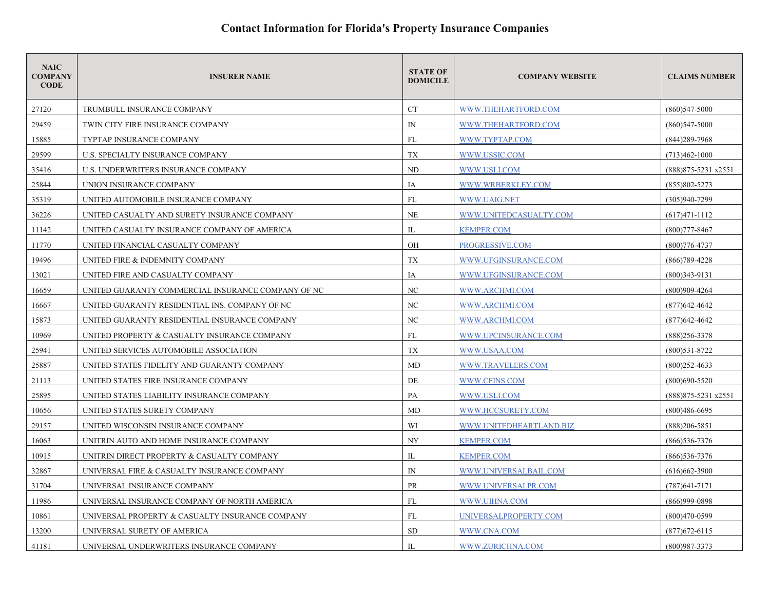# Contact Information for Florida's Property Insurance Companies

| NAIC COMPANY CODE | INSURER NAME | STATE OF DOMICILE | COMPANY WEBSITE | CLAIMS NUMBER |
|---|---|---|---|---|
| 27120 | TRUMBULL INSURANCE COMPANY | CT | WWW.THEHARTFORD.COM | (860)547-5000 |
| 29459 | TWIN CITY FIRE INSURANCE COMPANY | IN | WWW.THEHARTFORD.COM | (860)547-5000 |
| 15885 | TYPTAP INSURANCE COMPANY | FL | WWW.TYPTAP.COM | (844)289-7968 |
| 29599 | U.S. SPECIALTY INSURANCE COMPANY | TX | WWW.USSIC.COM | (713)462-1000 |
| 35416 | U.S. UNDERWRITERS INSURANCE COMPANY | ND | WWW.USLI.COM | (888)875-5231 x2551 |
| 25844 | UNION INSURANCE COMPANY | IA | WWW.WRBERKLEY.COM | (855)802-5273 |
| 35319 | UNITED AUTOMOBILE INSURANCE COMPANY | FL | WWW.UAIG.NET | (305)940-7299 |
| 36226 | UNITED CASUALTY AND SURETY INSURANCE COMPANY | NE | WWW.UNITEDCASUALTY.COM | (617)471-1112 |
| 11142 | UNITED CASUALTY INSURANCE COMPANY OF AMERICA | IL | KEMPER.COM | (800)777-8467 |
| 11770 | UNITED FINANCIAL CASUALTY COMPANY | OH | PROGRESSIVE.COM | (800)776-4737 |
| 19496 | UNITED FIRE & INDEMNITY COMPANY | TX | WWW.UFGINSURANCE.COM | (866)789-4228 |
| 13021 | UNITED FIRE AND CASUALTY COMPANY | IA | WWW.UFGINSURANCE.COM | (800)343-9131 |
| 16659 | UNITED GUARANTY COMMERCIAL INSURANCE COMPANY OF NC | NC | WWW.ARCHMI.COM | (800)909-4264 |
| 16667 | UNITED GUARANTY RESIDENTIAL INS. COMPANY OF NC | NC | WWW.ARCHMI.COM | (877)642-4642 |
| 15873 | UNITED GUARANTY RESIDENTIAL INSURANCE COMPANY | NC | WWW.ARCHMI.COM | (877)642-4642 |
| 10969 | UNITED PROPERTY & CASUALTY INSURANCE COMPANY | FL | WWW.UPCINSURANCE.COM | (888)256-3378 |
| 25941 | UNITED SERVICES AUTOMOBILE ASSOCIATION | TX | WWW.USAA.COM | (800)531-8722 |
| 25887 | UNITED STATES FIDELITY AND GUARANTY COMPANY | MD | WWW.TRAVELERS.COM | (800)252-4633 |
| 21113 | UNITED STATES FIRE INSURANCE COMPANY | DE | WWW.CFINS.COM | (800)690-5520 |
| 25895 | UNITED STATES LIABILITY INSURANCE COMPANY | PA | WWW.USLI.COM | (888)875-5231 x2551 |
| 10656 | UNITED STATES SURETY COMPANY | MD | WWW.HCCSURETY.COM | (800)486-6695 |
| 29157 | UNITED WISCONSIN INSURANCE COMPANY | WI | WWW.UNITEDHEARTLAND.BIZ | (888)206-5851 |
| 16063 | UNITRIN AUTO AND HOME INSURANCE COMPANY | NY | KEMPER.COM | (866)536-7376 |
| 10915 | UNITRIN DIRECT PROPERTY & CASUALTY COMPANY | IL | KEMPER.COM | (866)536-7376 |
| 32867 | UNIVERSAL FIRE & CASUALTY INSURANCE COMPANY | IN | WWW.UNIVERSALBAIL.COM | (616)662-3900 |
| 31704 | UNIVERSAL INSURANCE COMPANY | PR | WWW.UNIVERSALPR.COM | (787)641-7171 |
| 11986 | UNIVERSAL INSURANCE COMPANY OF NORTH AMERICA | FL | WWW.UIHNA.COM | (866)999-0898 |
| 10861 | UNIVERSAL PROPERTY & CASUALTY INSURANCE COMPANY | FL | UNIVERSALPROPERTY.COM | (800)470-0599 |
| 13200 | UNIVERSAL SURETY OF AMERICA | SD | WWW.CNA.COM | (877)672-6115 |
| 41181 | UNIVERSAL UNDERWRITERS INSURANCE COMPANY | IL | WWW.ZURICHNA.COM | (800)987-3373 |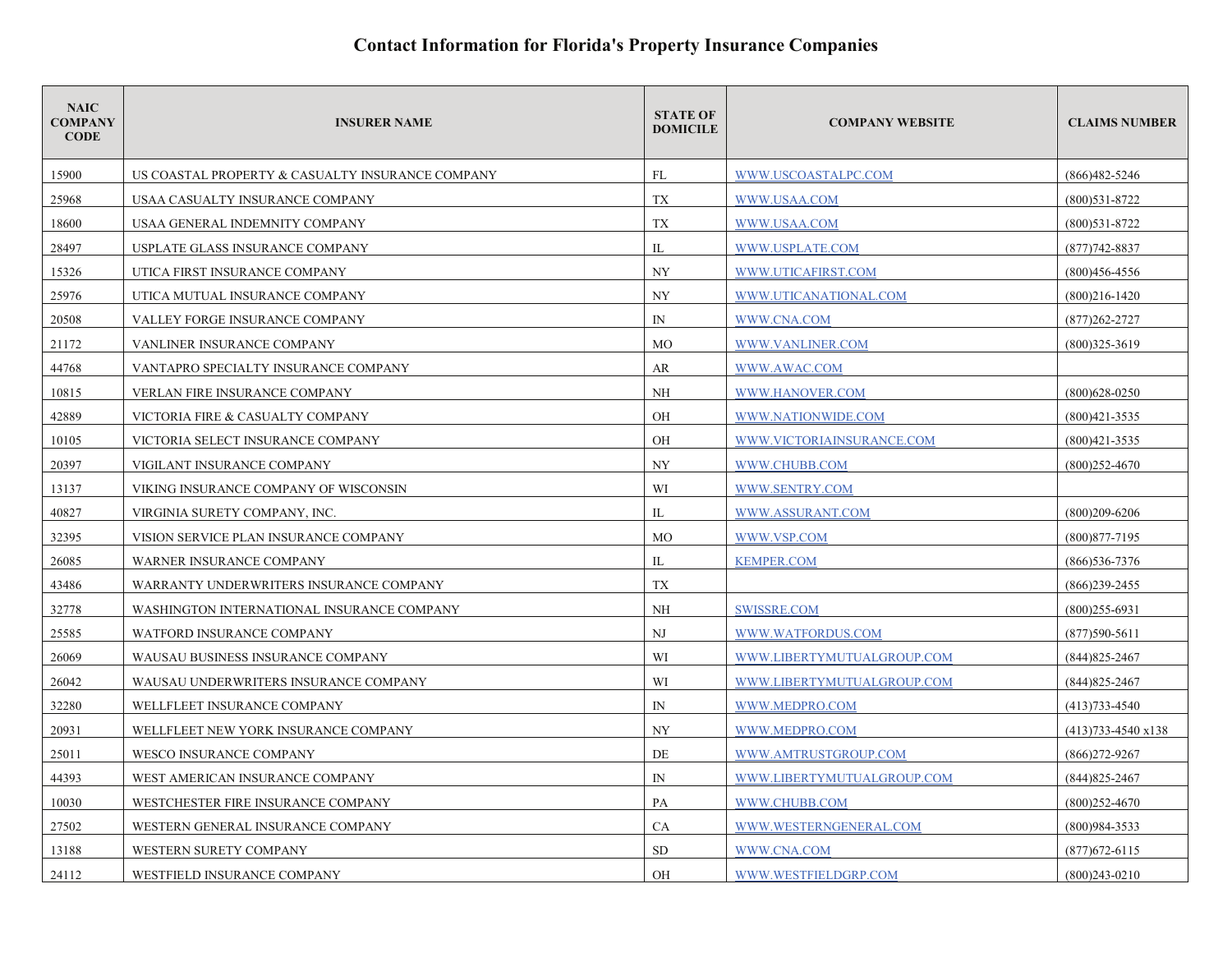# Contact Information for Florida's Property Insurance Companies

| NAIC COMPANY CODE | INSURER NAME | STATE OF DOMICILE | COMPANY WEBSITE | CLAIMS NUMBER |
|---|---|---|---|---|
| 15900 | US COASTAL PROPERTY & CASUALTY INSURANCE COMPANY | FL | WWW.USCOASTALPC.COM | (866)482-5246 |
| 25968 | USAA CASUALTY INSURANCE COMPANY | TX | WWW.USAA.COM | (800)531-8722 |
| 18600 | USAA GENERAL INDEMNITY COMPANY | TX | WWW.USAA.COM | (800)531-8722 |
| 28497 | USPLATE GLASS INSURANCE COMPANY | IL | WWW.USPLATE.COM | (877)742-8837 |
| 15326 | UTICA FIRST INSURANCE COMPANY | NY | WWW.UTICAFIRST.COM | (800)456-4556 |
| 25976 | UTICA MUTUAL INSURANCE COMPANY | NY | WWW.UTICANATIONAL.COM | (800)216-1420 |
| 20508 | VALLEY FORGE INSURANCE COMPANY | IN | WWW.CNA.COM | (877)262-2727 |
| 21172 | VANLINER INSURANCE COMPANY | MO | WWW.VANLINER.COM | (800)325-3619 |
| 44768 | VANTAPRO SPECIALTY INSURANCE COMPANY | AR | WWW.AWAC.COM | |
| 10815 | VERLAN FIRE INSURANCE COMPANY | NH | WWW.HANOVER.COM | (800)628-0250 |
| 42889 | VICTORIA FIRE & CASUALTY COMPANY | OH | WWW.NATIONWIDE.COM | (800)421-3535 |
| 10105 | VICTORIA SELECT INSURANCE COMPANY | OH | WWW.VICTORIAINSURANCE.COM | (800)421-3535 |
| 20397 | VIGILANT INSURANCE COMPANY | NY | WWW.CHUBB.COM | (800)252-4670 |
| 13137 | VIKING INSURANCE COMPANY OF WISCONSIN | WI | WWW.SENTRY.COM | |
| 40827 | VIRGINIA SURETY COMPANY, INC. | IL | WWW.ASSURANT.COM | (800)209-6206 |
| 32395 | VISION SERVICE PLAN INSURANCE COMPANY | MO | WWW.VSP.COM | (800)877-7195 |
| 26085 | WARNER INSURANCE COMPANY | IL | KEMPER.COM | (866)536-7376 |
| 43486 | WARRANTY UNDERWRITERS INSURANCE COMPANY | TX | | (866)239-2455 |
| 32778 | WASHINGTON INTERNATIONAL INSURANCE COMPANY | NH | SWISSRE.COM | (800)255-6931 |
| 25585 | WATFORD INSURANCE COMPANY | NJ | WWW.WATFORDUS.COM | (877)590-5611 |
| 26069 | WAUSAU BUSINESS INSURANCE COMPANY | WI | WWW.LIBERTYMUTUALGROUP.COM | (844)825-2467 |
| 26042 | WAUSAU UNDERWRITERS INSURANCE COMPANY | WI | WWW.LIBERTYMUTUALGROUP.COM | (844)825-2467 |
| 32280 | WELLFLEET INSURANCE COMPANY | IN | WWW.MEDPRO.COM | (413)733-4540 |
| 20931 | WELLFLEET NEW YORK INSURANCE COMPANY | NY | WWW.MEDPRO.COM | (413)733-4540 x138 |
| 25011 | WESCO INSURANCE COMPANY | DE | WWW.AMTRUSTGROUP.COM | (866)272-9267 |
| 44393 | WEST AMERICAN INSURANCE COMPANY | IN | WWW.LIBERTYMUTUALGROUP.COM | (844)825-2467 |
| 10030 | WESTCHESTER FIRE INSURANCE COMPANY | PA | WWW.CHUBB.COM | (800)252-4670 |
| 27502 | WESTERN GENERAL INSURANCE COMPANY | CA | WWW.WESTERNGENERAL.COM | (800)984-3533 |
| 13188 | WESTERN SURETY COMPANY | SD | WWW.CNA.COM | (877)672-6115 |
| 24112 | WESTFIELD INSURANCE COMPANY | OH | WWW.WESTFIELDGRP.COM | (800)243-0210 |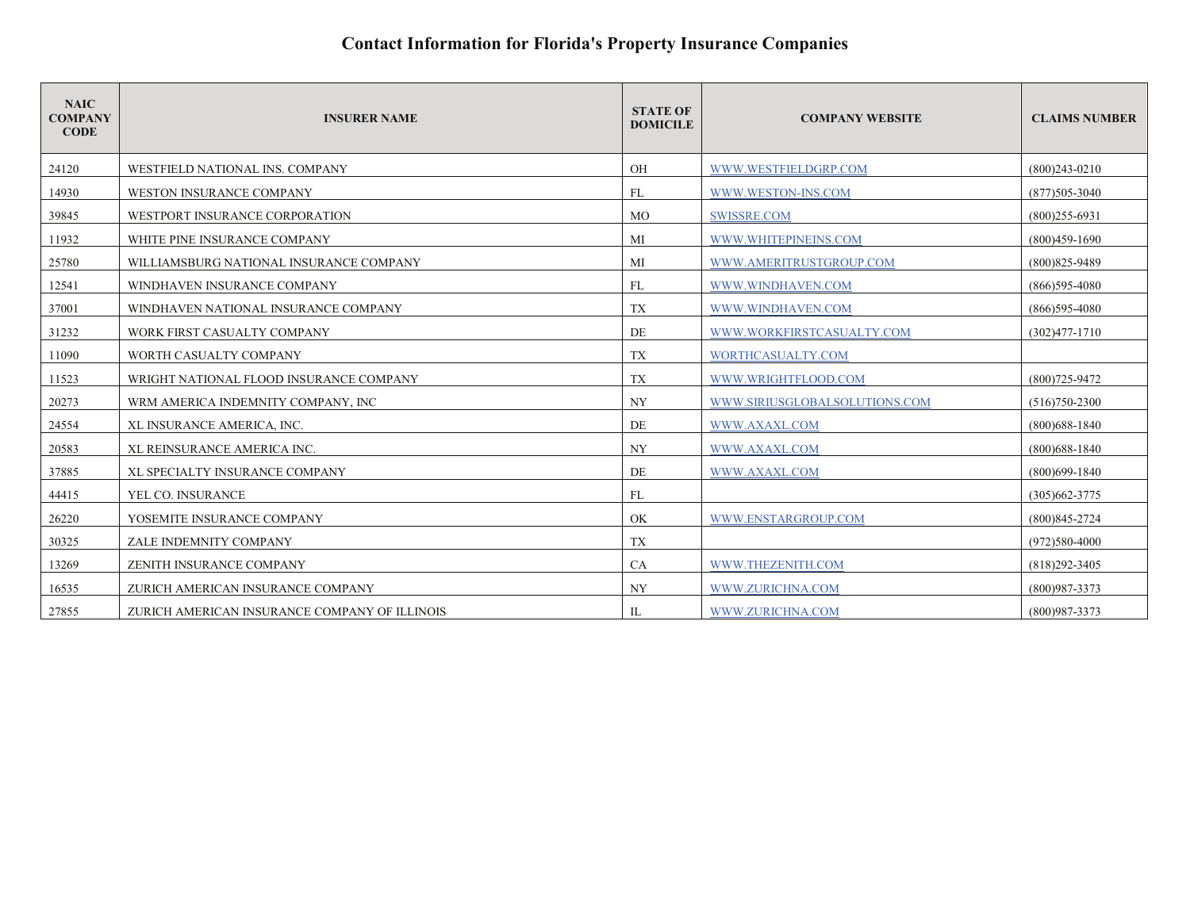# Contact Information for Florida's Property Insurance Companies

| NAIC COMPANY CODE | INSURER NAME | STATE OF DOMICILE | COMPANY WEBSITE | CLAIMS NUMBER |
|---|---|---|---|---|
| 24120 | WESTFIELD NATIONAL INS. COMPANY | OH | WWW.WESTFIELDGRP.COM | (800)243-0210 |
| 14930 | WESTON INSURANCE COMPANY | FL | WWW.WESTON-INS.COM | (877)505-3040 |
| 39845 | WESTPORT INSURANCE CORPORATION | MO | SWISSRE.COM | (800)255-6931 |
| 11932 | WHITE PINE INSURANCE COMPANY | MI | WWW.WHITEPINEINS.COM | (800)459-1690 |
| 25780 | WILLIAMSBURG NATIONAL INSURANCE COMPANY | MI | WWW.AMERITRUSTGROUP.COM | (800)825-9489 |
| 12541 | WINDHAVEN INSURANCE COMPANY | FL | WWW.WINDHAVEN.COM | (866)595-4080 |
| 37001 | WINDHAVEN NATIONAL INSURANCE COMPANY | TX | WWW.WINDHAVEN.COM | (866)595-4080 |
| 31232 | WORK FIRST CASUALTY COMPANY | DE | WWW.WORKFIRSTCASUALTY.COM | (302)477-1710 |
| 11090 | WORTH CASUALTY COMPANY | TX | WORTHCASUALTY.COM | |
| 11523 | WRIGHT NATIONAL FLOOD INSURANCE COMPANY | TX | WWW.WRIGHTFLOOD.COM | (800)725-9472 |
| 20273 | WRM AMERICA INDEMNITY COMPANY, INC | NY | WWW.SIRIUSGLOBALSOLUTIONS.COM | (516)750-2300 |
| 24554 | XL INSURANCE AMERICA, INC. | DE | WWW.AXAXL.COM | (800)688-1840 |
| 20583 | XL REINSURANCE AMERICA INC. | NY | WWW.AXAXL.COM | (800)688-1840 |
| 37885 | XL SPECIALTY INSURANCE COMPANY | DE | WWW.AXAXL.COM | (800)699-1840 |
| 44415 | YEL CO. INSURANCE | FL | | (305)662-3775 |
| 26220 | YOSEMITE INSURANCE COMPANY | OK | WWW.ENSTARGROUP.COM | (800)845-2724 |
| 30325 | ZALE INDEMNITY COMPANY | TX | | (972)580-4000 |
| 13269 | ZENITH INSURANCE COMPANY | CA | WWW.THEZENITH.COM | (818)292-3405 |
| 16535 | ZURICH AMERICAN INSURANCE COMPANY | NY | WWW.ZURICHNA.COM | (800)987-3373 |
| 27855 | ZURICH AMERICAN INSURANCE COMPANY OF ILLINOIS | IL | WWW.ZURICHNA.COM | (800)987-3373 |